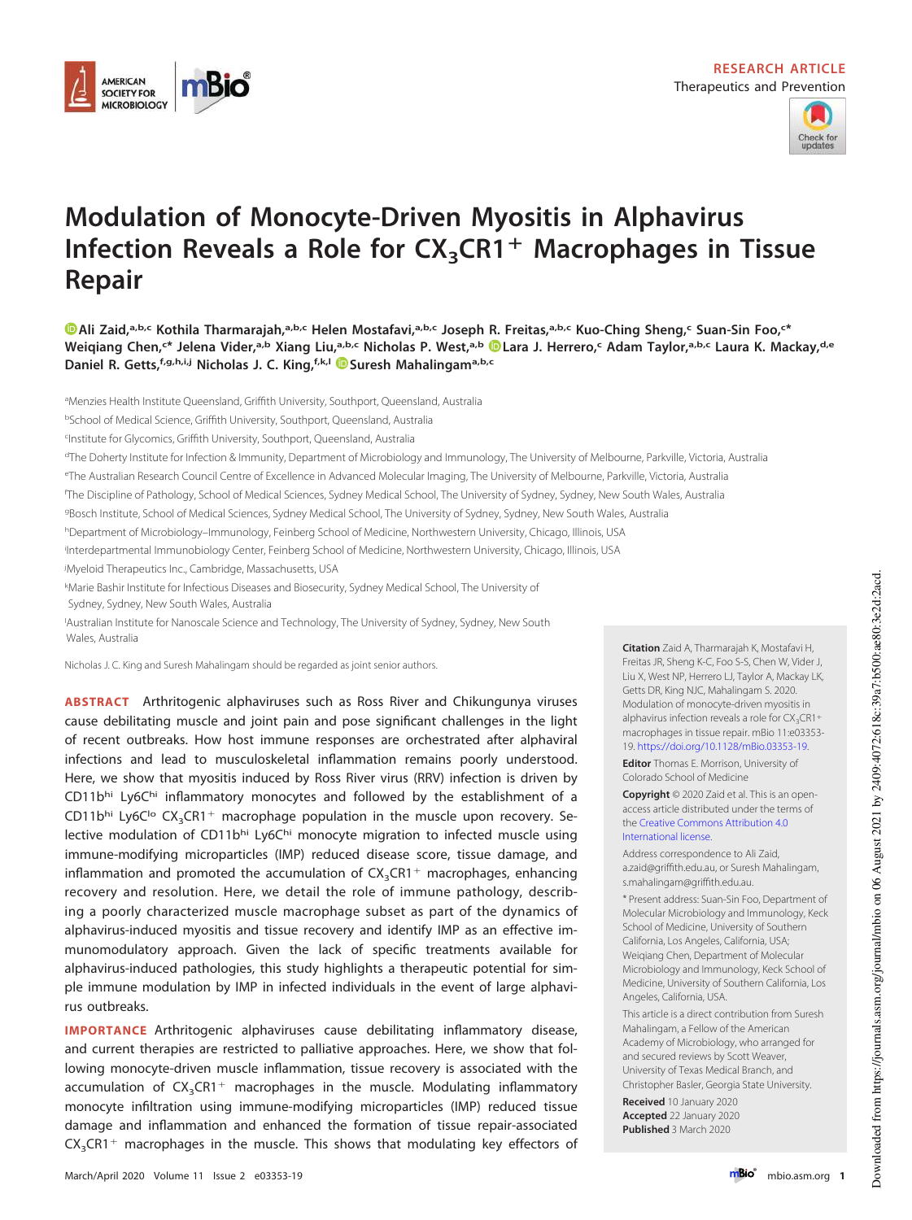RESEARCH ARTICLE
Therapeutics and Prevention

# Modulation of Monocyte-Driven Myositis in Alphavirus Infection Reveals a Role for $CX_3CR1^+$ Macrophages in Tissue Repair

Ali Zaid,[a,b,c] Kothila Tharmarajah,[a,b,c] Helen Mostafavi,[a,b,c] Joseph R. Freitas,[a,b,c] Kuo-Ching Sheng,[c] Suan-Sin Foo,[c*] Weiqiang Chen,[c*] Jelena Vider,[a,b] Xiang Liu,[a,b,c] Nicholas P. West,[a,b] Lara J. Herrero,[c] Adam Taylor,[a,b,c] Laura K. Mackay,[d,e] Daniel R. Getts,[f,g,h,i,j] Nicholas J. C. King,[f,k,l] Suresh Mahalingam[a,b,c]

[a]Menzies Health Institute Queensland, Griffith University, Southport, Queensland, Australia
[b]School of Medical Science, Griffith University, Southport, Queensland, Australia
[c]Institute for Glycomics, Griffith University, Southport, Queensland, Australia
[d]The Doherty Institute for Infection & Immunity, Department of Microbiology and Immunology, The University of Melbourne, Parkville, Victoria, Australia
[e]The Australian Research Council Centre of Excellence in Advanced Molecular Imaging, The University of Melbourne, Parkville, Victoria, Australia
[f]The Discipline of Pathology, School of Medical Sciences, Sydney Medical School, The University of Sydney, Sydney, New South Wales, Australia
[g]Bosch Institute, School of Medical Sciences, Sydney Medical School, The University of Sydney, Sydney, New South Wales, Australia
[h]Department of Microbiology–Immunology, Feinberg School of Medicine, Northwestern University, Chicago, Illinois, USA
[i]Interdepartmental Immunobiology Center, Feinberg School of Medicine, Northwestern University, Chicago, Illinois, USA
[j]Myeloid Therapeutics Inc., Cambridge, Massachusetts, USA
[k]Marie Bashir Institute for Infectious Diseases and Biosecurity, Sydney Medical School, The University of Sydney, Sydney, New South Wales, Australia
[l]Australian Institute for Nanoscale Science and Technology, The University of Sydney, Sydney, New South Wales, Australia

Nicholas J. C. King and Suresh Mahalingam should be regarded as joint senior authors.

**ABSTRACT** Arthritogenic alphaviruses such as Ross River and Chikungunya viruses cause debilitating muscle and joint pain and pose significant challenges in the light of recent outbreaks. How host immune responses are orchestrated after alphaviral infections and lead to musculoskeletal inflammation remains poorly understood. Here, we show that myositis induced by Ross River virus (RRV) infection is driven by $CD11b^{hi}$ $Ly6C^{hi}$ inflammatory monocytes and followed by the establishment of a $CD11b^{hi}$ $Ly6C^{lo}$ $CX_3CR1^+$ macrophage population in the muscle upon recovery. Selective modulation of $CD11b^{hi}$ $Ly6C^{hi}$ monocyte migration to infected muscle using immune-modifying microparticles (IMP) reduced disease score, tissue damage, and inflammation and promoted the accumulation of $CX_3CR1^+$ macrophages, enhancing recovery and resolution. Here, we detail the role of immune pathology, describing a poorly characterized muscle macrophage subset as part of the dynamics of alphavirus-induced myositis and tissue recovery and identify IMP as an effective immunomodulatory approach. Given the lack of specific treatments available for alphavirus-induced pathologies, this study highlights a therapeutic potential for simple immune modulation by IMP in infected individuals in the event of large alphavirus outbreaks.

**IMPORTANCE** Arthritogenic alphaviruses cause debilitating inflammatory disease, and current therapies are restricted to palliative approaches. Here, we show that following monocyte-driven muscle inflammation, tissue recovery is associated with the accumulation of $CX_3CR1^+$ macrophages in the muscle. Modulating inflammatory monocyte infiltration using immune-modifying microparticles (IMP) reduced tissue damage and inflammation and enhanced the formation of tissue repair-associated $CX_3CR1^+$ macrophages in the muscle. This shows that modulating key effectors of

**Citation** Zaid A, Tharmarajah K, Mostafavi H, Freitas JR, Sheng K-C, Foo S-S, Chen W, Vider J, Liu X, West NP, Herrero LJ, Taylor A, Mackay LK, Getts DR, King NJC, Mahalingam S. 2020. Modulation of monocyte-driven myositis in alphavirus infection reveals a role for $CX_3CR1^+$ macrophages in tissue repair. mBio 11:e03353-19. https://doi.org/10.1128/mBio.03353-19.

**Editor** Thomas E. Morrison, University of Colorado School of Medicine

**Copyright** © 2020 Zaid et al. This is an open-access article distributed under the terms of the Creative Commons Attribution 4.0 International license.

Address correspondence to Ali Zaid, a.zaid@griffith.edu.au, or Suresh Mahalingam, s.mahalingam@griffith.edu.au.

* Present address: Suan-Sin Foo, Department of Molecular Microbiology and Immunology, Keck School of Medicine, University of Southern California, Los Angeles, California, USA; Weiqiang Chen, Department of Molecular Microbiology and Immunology, Keck School of Medicine, University of Southern California, Los Angeles, California, USA.

This article is a direct contribution from Suresh Mahalingam, a Fellow of the American Academy of Microbiology, who arranged for and secured reviews by Scott Weaver, University of Texas Medical Branch, and Christopher Basler, Georgia State University.

**Received** 10 January 2020
**Accepted** 22 January 2020
**Published** 3 March 2020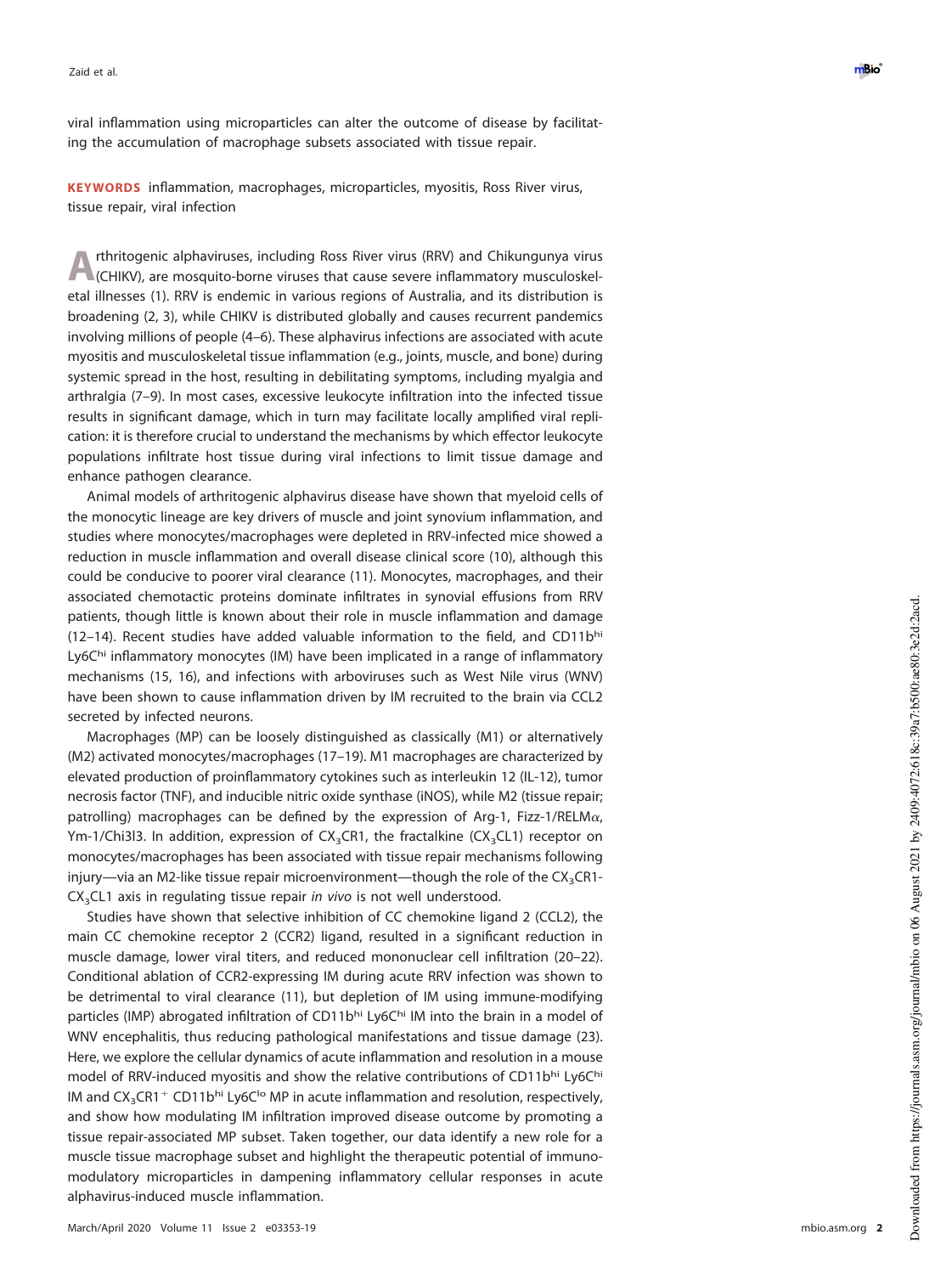viral inflammation using microparticles can alter the outcome of disease by facilitating the accumulation of macrophage subsets associated with tissue repair.

**KEYWORDS** inflammation, macrophages, microparticles, myositis, Ross River virus, tissue repair, viral infection

Arthritogenic alphaviruses, including Ross River virus (RRV) and Chikungunya virus (CHIKV), are mosquito-borne viruses that cause severe inflammatory musculoskeletal illnesses (1). RRV is endemic in various regions of Australia, and its distribution is broadening (2, 3), while CHIKV is distributed globally and causes recurrent pandemics involving millions of people (4–6). These alphavirus infections are associated with acute myositis and musculoskeletal tissue inflammation (e.g., joints, muscle, and bone) during systemic spread in the host, resulting in debilitating symptoms, including myalgia and arthralgia (7–9). In most cases, excessive leukocyte infiltration into the infected tissue results in significant damage, which in turn may facilitate locally amplified viral replication: it is therefore crucial to understand the mechanisms by which effector leukocyte populations infiltrate host tissue during viral infections to limit tissue damage and enhance pathogen clearance.

Animal models of arthritogenic alphavirus disease have shown that myeloid cells of the monocytic lineage are key drivers of muscle and joint synovium inflammation, and studies where monocytes/macrophages were depleted in RRV-infected mice showed a reduction in muscle inflammation and overall disease clinical score (10), although this could be conducive to poorer viral clearance (11). Monocytes, macrophages, and their associated chemotactic proteins dominate infiltrates in synovial effusions from RRV patients, though little is known about their role in muscle inflammation and damage (12–14). Recent studies have added valuable information to the field, and CD11b$^{hi}$ Ly6C$^{hi}$ inflammatory monocytes (IM) have been implicated in a range of inflammatory mechanisms (15, 16), and infections with arboviruses such as West Nile virus (WNV) have been shown to cause inflammation driven by IM recruited to the brain via CCL2 secreted by infected neurons.

Macrophages (MP) can be loosely distinguished as classically (M1) or alternatively (M2) activated monocytes/macrophages (17–19). M1 macrophages are characterized by elevated production of proinflammatory cytokines such as interleukin 12 (IL-12), tumor necrosis factor (TNF), and inducible nitric oxide synthase (iNOS), while M2 (tissue repair; patrolling) macrophages can be defined by the expression of Arg-1, Fizz-1/RELM$\alpha$, Ym-1/Chi3l3. In addition, expression of $CX_3CR1$, the fractalkine ($CX_3CL1$) receptor on monocytes/macrophages has been associated with tissue repair mechanisms following injury—via an M2-like tissue repair microenvironment—though the role of the $CX_3CR1$-$CX_3CL1$ axis in regulating tissue repair *in vivo* is not well understood.

Studies have shown that selective inhibition of CC chemokine ligand 2 (CCL2), the main CC chemokine receptor 2 (CCR2) ligand, resulted in a significant reduction in muscle damage, lower viral titers, and reduced mononuclear cell infiltration (20–22). Conditional ablation of CCR2-expressing IM during acute RRV infection was shown to be detrimental to viral clearance (11), but depletion of IM using immune-modifying particles (IMP) abrogated infiltration of CD11b$^{hi}$ Ly6C$^{hi}$ IM into the brain in a model of WNV encephalitis, thus reducing pathological manifestations and tissue damage (23). Here, we explore the cellular dynamics of acute inflammation and resolution in a mouse model of RRV-induced myositis and show the relative contributions of CD11b$^{hi}$ Ly6C$^{hi}$ IM and $CX_3CR1^+$ CD11b$^{hi}$ Ly6C$^{lo}$ MP in acute inflammation and resolution, respectively, and show how modulating IM infiltration improved disease outcome by promoting a tissue repair-associated MP subset. Taken together, our data identify a new role for a muscle tissue macrophage subset and highlight the therapeutic potential of immunomodulatory microparticles in dampening inflammatory cellular responses in acute alphavirus-induced muscle inflammation.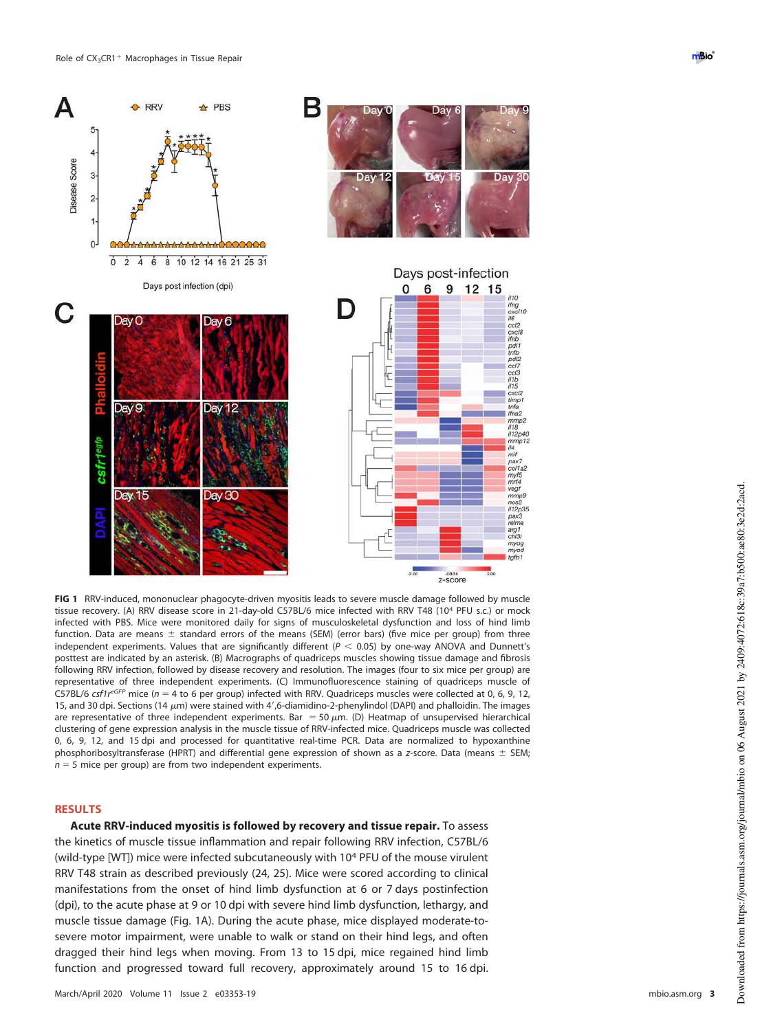**FIG 1** RRV-induced, mononuclear phagocyte-driven myositis leads to severe muscle damage followed by muscle tissue recovery. (A) RRV disease score in 21-day-old C57BL/6 mice infected with RRV T48 ($10^4$ PFU s.c.) or mock infected with PBS. Mice were monitored daily for signs of musculoskeletal dysfunction and loss of hind limb function. Data are means ± standard errors of the means (SEM) (error bars) (five mice per group) from three independent experiments. Values that are significantly different ($P < 0.05$) by one-way ANOVA and Dunnett's posttest are indicated by an asterisk. (B) Macrographs of quadriceps muscles showing tissue damage and fibrosis following RRV infection, followed by disease recovery and resolution. The images (four to six mice per group) are representative of three independent experiments. (C) Immunofluorescence staining of quadriceps muscle of C57BL/6 *csf1r*$^{eGFP}$ mice ($n = 4$ to 6 per group) infected with RRV. Quadriceps muscles were collected at 0, 6, 9, 12, 15, and 30 dpi. Sections (14 μm) were stained with 4′,6-diamidino-2-phenylindol (DAPI) and phalloidin. The images are representative of three independent experiments. Bar = 50 μm. (D) Heatmap of unsupervised hierarchical clustering of gene expression analysis in the muscle tissue of RRV-infected mice. Quadriceps muscle was collected 0, 6, 9, 12, and 15 dpi and processed for quantitative real-time PCR. Data are normalized to hypoxanthine phosphoribosyltransferase (HPRT) and differential gene expression of shown as a *z*-score. Data (means ± SEM; $n = 5$ mice per group) are from two independent experiments.

## RESULTS

**Acute RRV-induced myositis is followed by recovery and tissue repair.** To assess the kinetics of muscle tissue inflammation and repair following RRV infection, C57BL/6 (wild-type [WT]) mice were infected subcutaneously with $10^4$ PFU of the mouse virulent RRV T48 strain as described previously (24, 25). Mice were scored according to clinical manifestations from the onset of hind limb dysfunction at 6 or 7 days postinfection (dpi), to the acute phase at 9 or 10 dpi with severe hind limb dysfunction, lethargy, and muscle tissue damage (Fig. 1A). During the acute phase, mice displayed moderate-to-severe motor impairment, were unable to walk or stand on their hind legs, and often dragged their hind legs when moving. From 13 to 15 dpi, mice regained hind limb function and progressed toward full recovery, approximately around 15 to 16 dpi.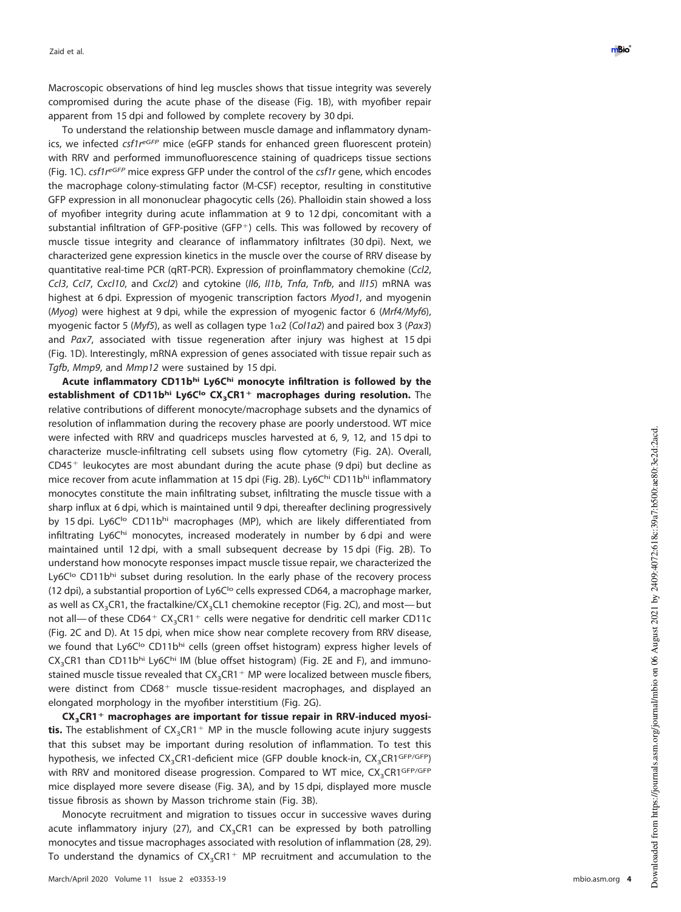Macroscopic observations of hind leg muscles shows that tissue integrity was severely compromised during the acute phase of the disease (Fig. 1B), with myofiber repair apparent from 15 dpi and followed by complete recovery by 30 dpi.

To understand the relationship between muscle damage and inflammatory dynamics, we infected *csf1r*$^{eGFP}$ mice (eGFP stands for enhanced green fluorescent protein) with RRV and performed immunofluorescence staining of quadriceps tissue sections (Fig. 1C). *csf1r*$^{eGFP}$ mice express GFP under the control of the *csf1r* gene, which encodes the macrophage colony-stimulating factor (M-CSF) receptor, resulting in constitutive GFP expression in all mononuclear phagocytic cells (26). Phalloidin stain showed a loss of myofiber integrity during acute inflammation at 9 to 12 dpi, concomitant with a substantial infiltration of GFP-positive (GFP$^{+}$) cells. This was followed by recovery of muscle tissue integrity and clearance of inflammatory infiltrates (30 dpi). Next, we characterized gene expression kinetics in the muscle over the course of RRV disease by quantitative real-time PCR (qRT-PCR). Expression of proinflammatory chemokine (*Ccl2*, *Ccl3*, *Ccl7*, *Cxcl10*, and *Cxcl2*) and cytokine (*Il6*, *Il1b*, *Tnfa*, *Tnfb*, and *Il15*) mRNA was highest at 6 dpi. Expression of myogenic transcription factors *Myod1*, and myogenin (*Myog*) were highest at 9 dpi, while the expression of myogenic factor 6 (*Mrf4/Myf6*), myogenic factor 5 (*Myf5*), as well as collagen type 1$\alpha$2 (*Col1a2*) and paired box 3 (*Pax3*) and *Pax7*, associated with tissue regeneration after injury was highest at 15 dpi (Fig. 1D). Interestingly, mRNA expression of genes associated with tissue repair such as *Tgfb*, *Mmp9*, and *Mmp12* were sustained by 15 dpi.

**Acute inflammatory CD11b$^{hi}$ Ly6C$^{hi}$ monocyte infiltration is followed by the establishment of CD11b$^{hi}$ Ly6C$^{lo}$ CX$_3$CR1$^{+}$ macrophages during resolution.** The relative contributions of different monocyte/macrophage subsets and the dynamics of resolution of inflammation during the recovery phase are poorly understood. WT mice were infected with RRV and quadriceps muscles harvested at 6, 9, 12, and 15 dpi to characterize muscle-infiltrating cell subsets using flow cytometry (Fig. 2A). Overall, CD45$^{+}$ leukocytes are most abundant during the acute phase (9 dpi) but decline as mice recover from acute inflammation at 15 dpi (Fig. 2B). Ly6C$^{hi}$ CD11b$^{hi}$ inflammatory monocytes constitute the main infiltrating subset, infiltrating the muscle tissue with a sharp influx at 6 dpi, which is maintained until 9 dpi, thereafter declining progressively by 15 dpi. Ly6C$^{lo}$ CD11b$^{hi}$ macrophages (MP), which are likely differentiated from infiltrating Ly6C$^{hi}$ monocytes, increased moderately in number by 6 dpi and were maintained until 12 dpi, with a small subsequent decrease by 15 dpi (Fig. 2B). To understand how monocyte responses impact muscle tissue repair, we characterized the Ly6C$^{lo}$ CD11b$^{hi}$ subset during resolution. In the early phase of the recovery process (12 dpi), a substantial proportion of Ly6C$^{lo}$ cells expressed CD64, a macrophage marker, as well as CX$_3$CR1, the fractalkine/CX$_3$CL1 chemokine receptor (Fig. 2C), and most—but not all—of these CD64$^{+}$ CX$_3$CR1$^{+}$ cells were negative for dendritic cell marker CD11c (Fig. 2C and D). At 15 dpi, when mice show near complete recovery from RRV disease, we found that Ly6C$^{lo}$ CD11b$^{hi}$ cells (green offset histogram) express higher levels of CX$_3$CR1 than CD11b$^{hi}$ Ly6C$^{hi}$ IM (blue offset histogram) (Fig. 2E and F), and immunostained muscle tissue revealed that CX$_3$CR1$^{+}$ MP were localized between muscle fibers, were distinct from CD68$^{+}$ muscle tissue-resident macrophages, and displayed an elongated morphology in the myofiber interstitium (Fig. 2G).

**CX$_3$CR1$^{+}$ macrophages are important for tissue repair in RRV-induced myositis.** The establishment of CX$_3$CR1$^{+}$ MP in the muscle following acute injury suggests that this subset may be important during resolution of inflammation. To test this hypothesis, we infected CX$_3$CR1-deficient mice (GFP double knock-in, CX$_3$CR1$^{GFP/GFP}$) with RRV and monitored disease progression. Compared to WT mice, CX$_3$CR1$^{GFP/GFP}$ mice displayed more severe disease (Fig. 3A), and by 15 dpi, displayed more muscle tissue fibrosis as shown by Masson trichrome stain (Fig. 3B).

Monocyte recruitment and migration to tissues occur in successive waves during acute inflammatory injury (27), and CX$_3$CR1 can be expressed by both patrolling monocytes and tissue macrophages associated with resolution of inflammation (28, 29). To understand the dynamics of CX$_3$CR1$^{+}$ MP recruitment and accumulation to the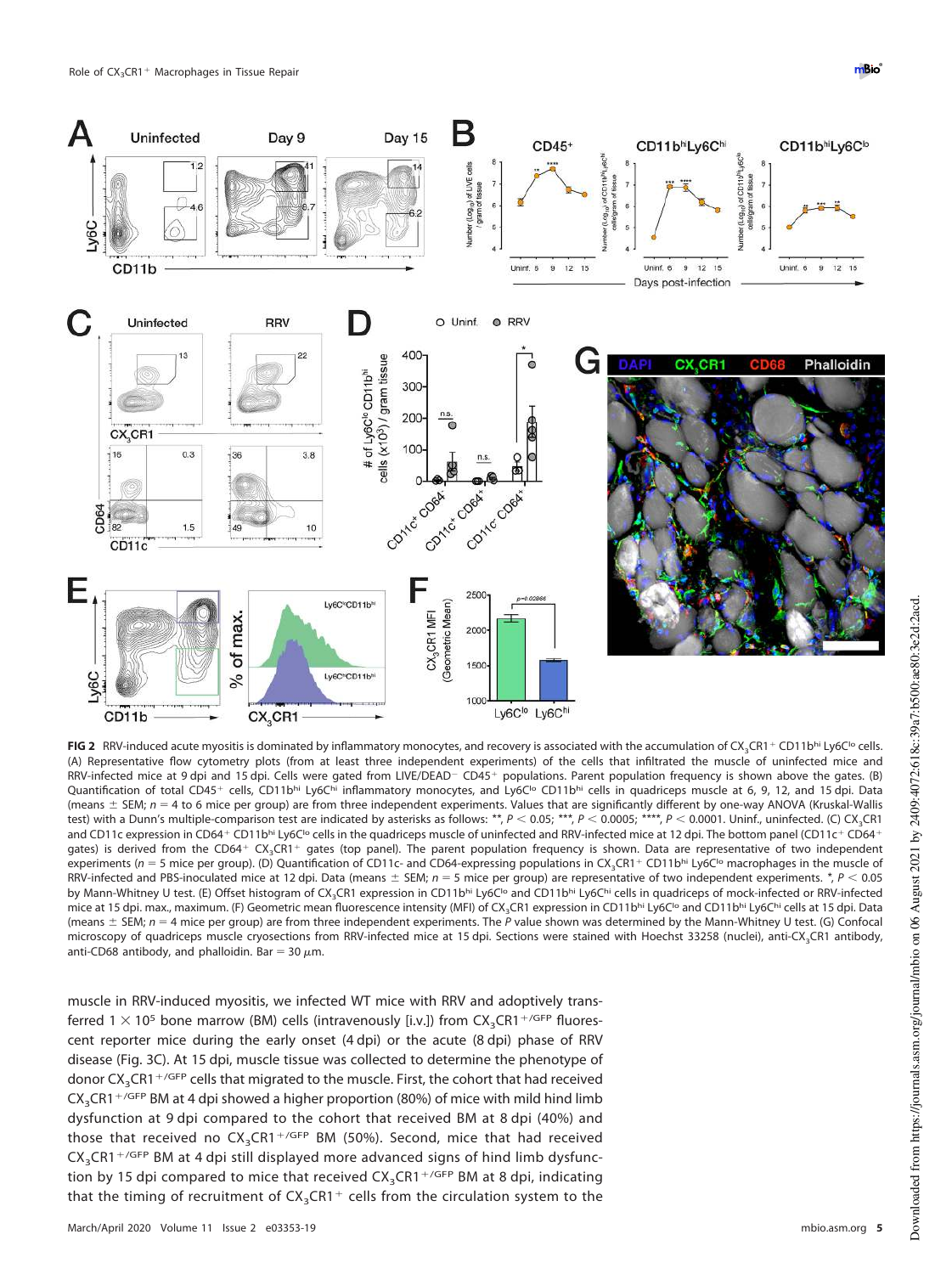**FIG 2** RRV-induced acute myositis is dominated by inflammatory monocytes, and recovery is associated with the accumulation of $CX_3CR1^+$ $CD11b^{hi}$ $Ly6C^{lo}$ cells. (A) Representative flow cytometry plots (from at least three independent experiments) of the cells that infiltrated the muscle of uninfected mice and RRV-infected mice at 9 dpi and 15 dpi. Cells were gated from LIVE/DEAD− CD45+ populations. Parent population frequency is shown above the gates. (B) Quantification of total $CD45^+$ cells, $CD11b^{hi}$ $Ly6C^{hi}$ inflammatory monocytes, and $Ly6C^{lo}$ $CD11b^{hi}$ cells in quadriceps muscle at 6, 9, 12, and 15 dpi. Data (means ± SEM; $n$ = 4 to 6 mice per group) are from three independent experiments. Values that are significantly different by one-way ANOVA (Kruskal-Wallis test) with a Dunn's multiple-comparison test are indicated by asterisks as follows: **, $P < 0.05$; ***, $P < 0.0005$; ****, $P < 0.0001$. Uninf., uninfected. (C) $CX_3CR1$ and CD11c expression in $CD64^+$ $CD11b^{hi}$ $Ly6C^{lo}$ cells in the quadriceps muscle of uninfected and RRV-infected mice at 12 dpi. The bottom panel ($CD11c^+$ $CD64^+$ gates) is derived from the $CD64^+$ $CX_3CR1^+$ gates (top panel). The parent population frequency is shown. Data are representative of two independent experiments ($n$ = 5 mice per group). (D) Quantification of CD11c- and CD64-expressing populations in $CX_3CR1^+$ $CD11b^{hi}$ $Ly6C^{lo}$ macrophages in the muscle of RRV-infected and PBS-inoculated mice at 12 dpi. Data (means ± SEM; $n$ = 5 mice per group) are representative of two independent experiments. *, $P < 0.05$ by Mann-Whitney U test. (E) Offset histogram of $CX_3CR1$ expression in $CD11b^{hi}$ $Ly6C^{lo}$ and $CD11b^{hi}$ $Ly6C^{hi}$ cells in quadriceps of mock-infected or RRV-infected mice at 15 dpi. max., maximum. (F) Geometric mean fluorescence intensity (MFI) of $CX_3CR1$ expression in $CD11b^{hi}$ $Ly6C^{lo}$ and $CD11b^{hi}$ $Ly6C^{hi}$ cells at 15 dpi. Data (means ± SEM; $n$ = 4 mice per group) are from three independent experiments. The $P$ value shown was determined by the Mann-Whitney U test. (G) Confocal microscopy of quadriceps muscle cryosections from RRV-infected mice at 15 dpi. Sections were stained with Hoechst 33258 (nuclei), anti-$CX_3CR1$ antibody, anti-CD68 antibody, and phalloidin. Bar = 30 μm.

muscle in RRV-induced myositis, we infected WT mice with RRV and adoptively transferred $1 \times 10^5$ bone marrow (BM) cells (intravenously [i.v.]) from $CX_3CR1^{+/GFP}$ fluorescent reporter mice during the early onset (4 dpi) or the acute (8 dpi) phase of RRV disease (Fig. 3C). At 15 dpi, muscle tissue was collected to determine the phenotype of donor $CX_3CR1^{+/GFP}$ cells that migrated to the muscle. First, the cohort that had received $CX_3CR1^{+/GFP}$ BM at 4 dpi showed a higher proportion (80%) of mice with mild hind limb dysfunction at 9 dpi compared to the cohort that received BM at 8 dpi (40%) and those that received no $CX_3CR1^{+/GFP}$ BM (50%). Second, mice that had received $CX_3CR1^{+/GFP}$ BM at 4 dpi still displayed more advanced signs of hind limb dysfunction by 15 dpi compared to mice that received $CX_3CR1^{+/GFP}$ BM at 8 dpi, indicating that the timing of recruitment of $CX_3CR1^+$ cells from the circulation system to the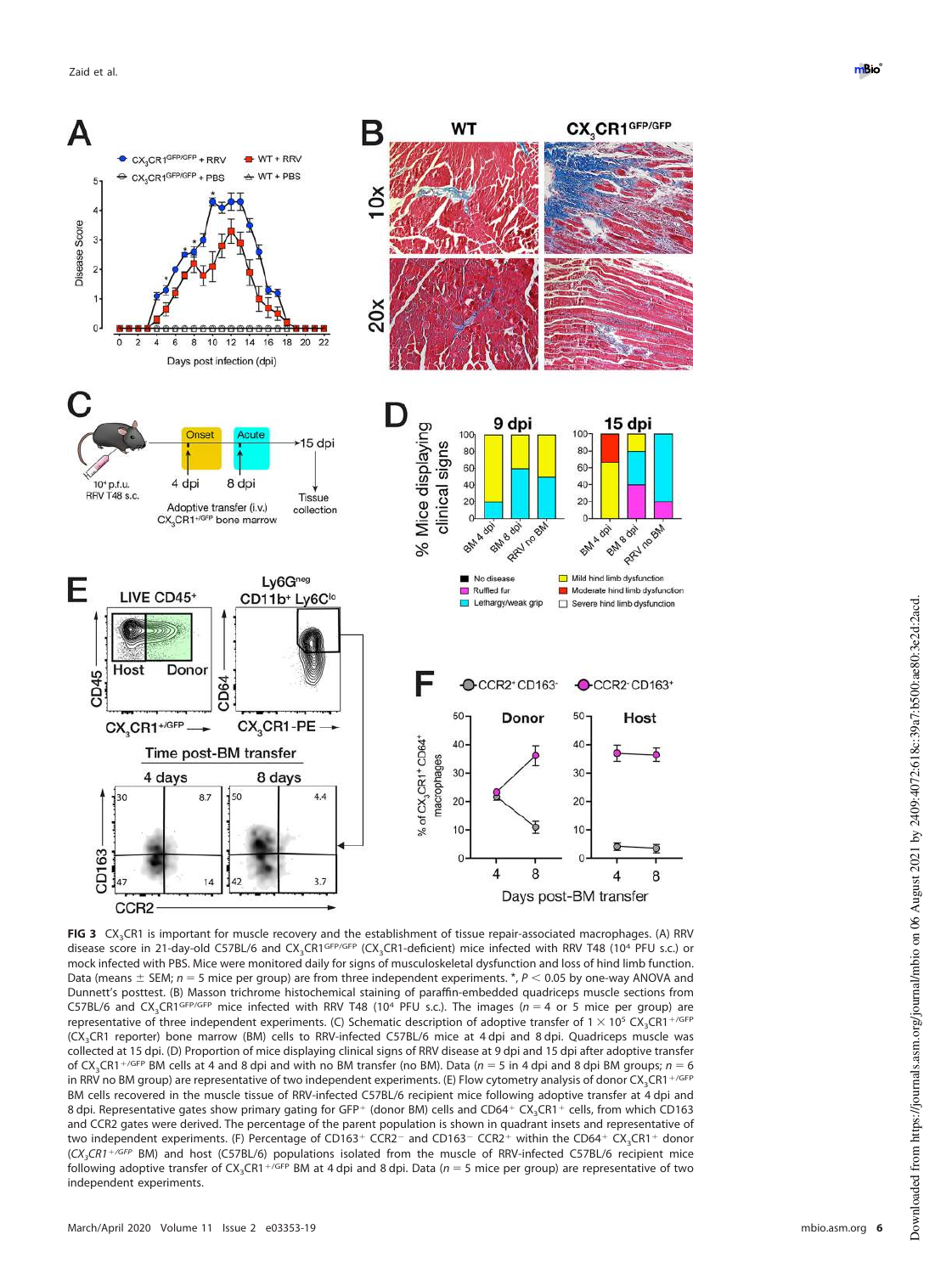**FIG 3** $CX_3CR1$ is important for muscle recovery and the establishment of tissue repair-associated macrophages. (A) RRV disease score in 21-day-old C57BL/6 and $CX_3CR1^{GFP/GFP}$ ($CX_3CR1$-deficient) mice infected with RRV T48 ($10^4$ PFU s.c.) or mock infected with PBS. Mice were monitored daily for signs of musculoskeletal dysfunction and loss of hind limb function. Data (means ± SEM; $n = 5$ mice per group) are from three independent experiments. *, $P < 0.05$ by one-way ANOVA and Dunnett's posttest. (B) Masson trichrome histochemical staining of paraffin-embedded quadriceps muscle sections from C57BL/6 and $CX_3CR1^{GFP/GFP}$ mice infected with RRV T48 ($10^4$ PFU s.c.). The images ($n = 4$ or 5 mice per group) are representative of three independent experiments. (C) Schematic description of adoptive transfer of $1 \times 10^5$ $CX_3CR1^{+/GFP}$ ($CX_3CR1$ reporter) bone marrow (BM) cells to RRV-infected C57BL/6 mice at 4 dpi and 8 dpi. Quadriceps muscle was collected at 15 dpi. (D) Proportion of mice displaying clinical signs of RRV disease at 9 dpi and 15 dpi after adoptive transfer of $CX_3CR1^{+/GFP}$ BM cells at 4 and 8 dpi and with no BM transfer (no BM). Data ($n = 5$ in 4 dpi and 8 dpi BM groups; $n = 6$ in RRV no BM group) are representative of two independent experiments. (E) Flow cytometry analysis of donor $CX_3CR1^{+/GFP}$ BM cells recovered in the muscle tissue of RRV-infected C57BL/6 recipient mice following adoptive transfer at 4 dpi and 8 dpi. Representative gates show primary gating for $GFP^+$ (donor BM) cells and $CD64^+$ $CX_3CR1^+$ cells, from which CD163 and CCR2 gates were derived. The percentage of the parent population is shown in quadrant insets and representative of two independent experiments. (F) Percentage of $CD163^+$ $CCR2^-$ and $CD163^-$ $CCR2^+$ within the $CD64^+$ $CX_3CR1^+$ donor (*$CX_3CR1^{+/GFP}$* BM) and host (C57BL/6) populations isolated from the muscle of RRV-infected C57BL/6 recipient mice following adoptive transfer of $CX_3CR1^{+/GFP}$ BM at 4 dpi and 8 dpi. Data ($n = 5$ mice per group) are representative of two independent experiments.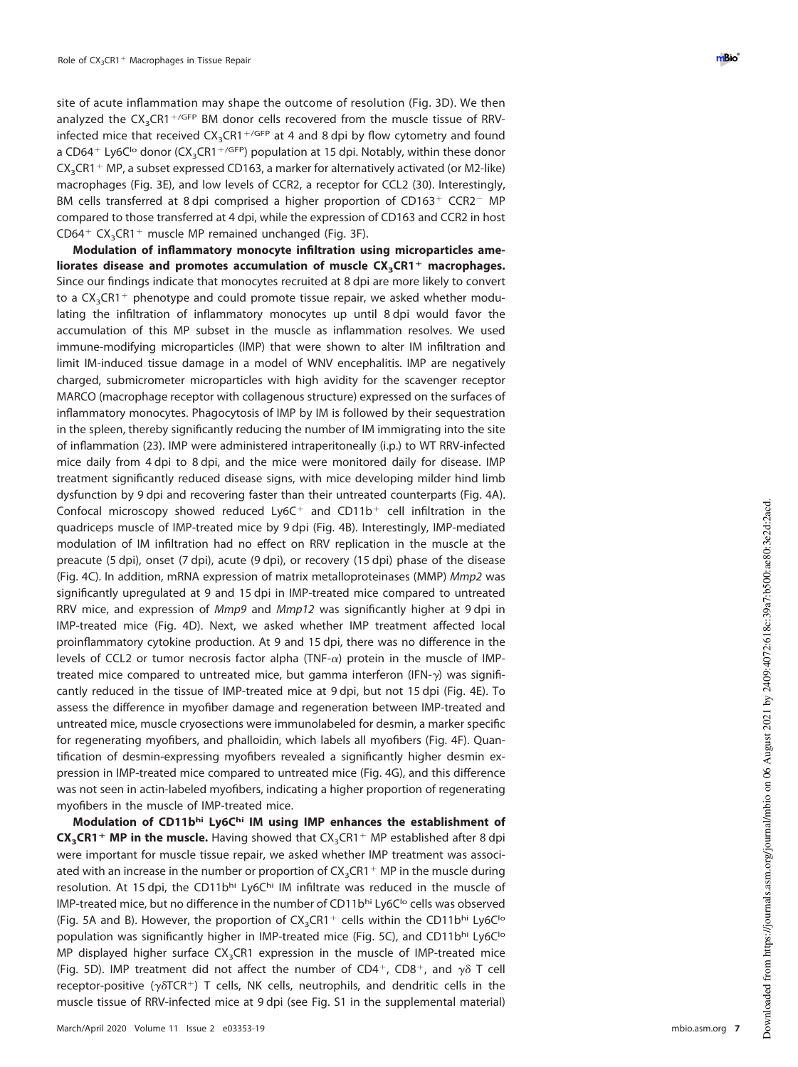site of acute inflammation may shape the outcome of resolution (Fig. 3D). We then analyzed the $CX_3CR1^{+/GFP}$ BM donor cells recovered from the muscle tissue of RRV-infected mice that received $CX_3CR1^{+/GFP}$ at 4 and 8 dpi by flow cytometry and found a $CD64^+$ $Ly6C^{lo}$ donor ($CX_3CR1^{+/GFP}$) population at 15 dpi. Notably, within these donor $CX_3CR1^+$ MP, a subset expressed CD163, a marker for alternatively activated (or M2-like) macrophages (Fig. 3E), and low levels of CCR2, a receptor for CCL2 (30). Interestingly, BM cells transferred at 8 dpi comprised a higher proportion of $CD163^+$ $CCR2^-$ MP compared to those transferred at 4 dpi, while the expression of CD163 and CCR2 in host $CD64^+$ $CX_3CR1^+$ muscle MP remained unchanged (Fig. 3F).

**Modulation of inflammatory monocyte infiltration using microparticles ameliorates disease and promotes accumulation of muscle $CX_3CR1^+$ macrophages.** Since our findings indicate that monocytes recruited at 8 dpi are more likely to convert to a $CX_3CR1^+$ phenotype and could promote tissue repair, we asked whether modulating the infiltration of inflammatory monocytes up until 8 dpi would favor the accumulation of this MP subset in the muscle as inflammation resolves. We used immune-modifying microparticles (IMP) that were shown to alter IM infiltration and limit IM-induced tissue damage in a model of WNV encephalitis. IMP are negatively charged, submicrometer microparticles with high avidity for the scavenger receptor MARCO (macrophage receptor with collagenous structure) expressed on the surfaces of inflammatory monocytes. Phagocytosis of IMP by IM is followed by their sequestration in the spleen, thereby significantly reducing the number of IM immigrating into the site of inflammation (23). IMP were administered intraperitoneally (i.p.) to WT RRV-infected mice daily from 4 dpi to 8 dpi, and the mice were monitored daily for disease. IMP treatment significantly reduced disease signs, with mice developing milder hind limb dysfunction by 9 dpi and recovering faster than their untreated counterparts (Fig. 4A). Confocal microscopy showed reduced $Ly6C^+$ and $CD11b^+$ cell infiltration in the quadriceps muscle of IMP-treated mice by 9 dpi (Fig. 4B). Interestingly, IMP-mediated modulation of IM infiltration had no effect on RRV replication in the muscle at the preacute (5 dpi), onset (7 dpi), acute (9 dpi), or recovery (15 dpi) phase of the disease (Fig. 4C). In addition, mRNA expression of matrix metalloproteinases (MMP) *Mmp2* was significantly upregulated at 9 and 15 dpi in IMP-treated mice compared to untreated RRV mice, and expression of *Mmp9* and *Mmp12* was significantly higher at 9 dpi in IMP-treated mice (Fig. 4D). Next, we asked whether IMP treatment affected local proinflammatory cytokine production. At 9 and 15 dpi, there was no difference in the levels of CCL2 or tumor necrosis factor alpha (TNF-$\alpha$) protein in the muscle of IMP-treated mice compared to untreated mice, but gamma interferon (IFN-$\gamma$) was significantly reduced in the tissue of IMP-treated mice at 9 dpi, but not 15 dpi (Fig. 4E). To assess the difference in myofiber damage and regeneration between IMP-treated and untreated mice, muscle cryosections were immunolabeled for desmin, a marker specific for regenerating myofibers, and phalloidin, which labels all myofibers (Fig. 4F). Quantification of desmin-expressing myofibers revealed a significantly higher desmin expression in IMP-treated mice compared to untreated mice (Fig. 4G), and this difference was not seen in actin-labeled myofibers, indicating a higher proportion of regenerating myofibers in the muscle of IMP-treated mice.

**Modulation of $CD11b^{hi}$ $Ly6C^{hi}$ IM using IMP enhances the establishment of $CX_3CR1^+$ MP in the muscle.** Having showed that $CX_3CR1^+$ MP established after 8 dpi were important for muscle tissue repair, we asked whether IMP treatment was associated with an increase in the number or proportion of $CX_3CR1^+$ MP in the muscle during resolution. At 15 dpi, the $CD11b^{hi}$ $Ly6C^{hi}$ IM infiltrate was reduced in the muscle of IMP-treated mice, but no difference in the number of $CD11b^{hi}$ $Ly6C^{lo}$ cells was observed (Fig. 5A and B). However, the proportion of $CX_3CR1^+$ cells within the $CD11b^{hi}$ $Ly6C^{lo}$ population was significantly higher in IMP-treated mice (Fig. 5C), and $CD11b^{hi}$ $Ly6C^{lo}$ MP displayed higher surface $CX_3CR1$ expression in the muscle of IMP-treated mice (Fig. 5D). IMP treatment did not affect the number of $CD4^+$, $CD8^+$, and $\gamma\delta$ T cell receptor-positive ($\gamma\delta TCR^+$) T cells, NK cells, neutrophils, and dendritic cells in the muscle tissue of RRV-infected mice at 9 dpi (see Fig. S1 in the supplemental material)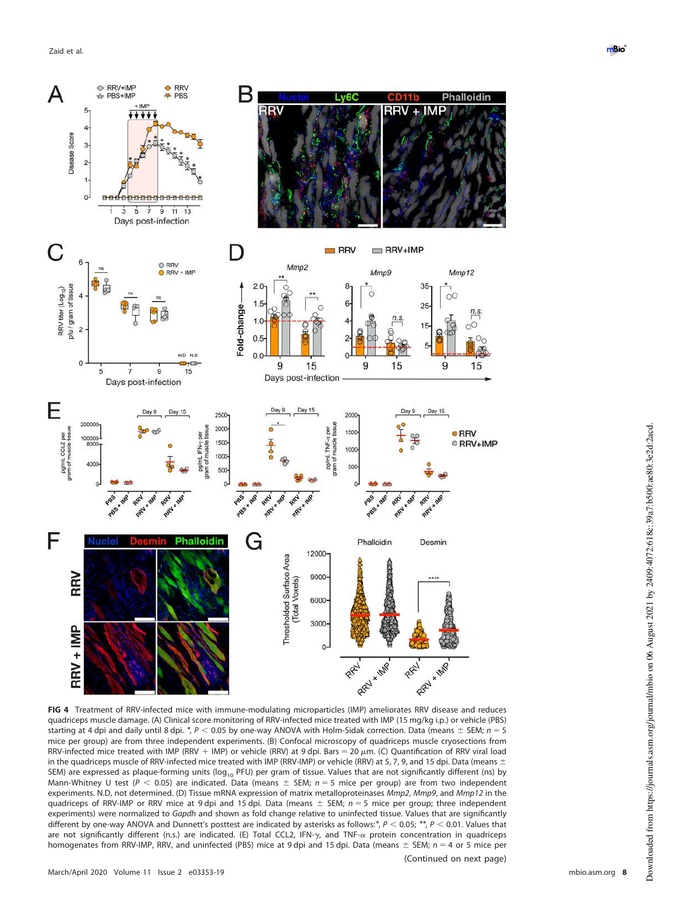**FIG 4** Treatment of RRV-infected mice with immune-modulating microparticles (IMP) ameliorates RRV disease and reduces quadriceps muscle damage. (A) Clinical score monitoring of RRV-infected mice treated with IMP (15 mg/kg i.p.) or vehicle (PBS) starting at 4 dpi and daily until 8 dpi. *, $P < 0.05$ by one-way ANOVA with Holm-Sidak correction. Data (means ± SEM; $n = 5$ mice per group) are from three independent experiments. (B) Confocal microscopy of quadriceps muscle cryosections from RRV-infected mice treated with IMP (RRV + IMP) or vehicle (RRV) at 9 dpi. Bars = 20 μm. (C) Quantification of RRV viral load in the quadriceps muscle of RRV-infected mice treated with IMP (RRV-IMP) or vehicle (RRV) at 5, 7, 9, and 15 dpi. Data (means ± SEM) are expressed as plaque-forming units ($\log_{10}$ PFU) per gram of tissue. Values that are not significantly different (ns) by Mann-Whitney U test ($P < 0.05$) are indicated. Data (means ± SEM; $n = 5$ mice per group) are from two independent experiments. N.D, not determined. (D) Tissue mRNA expression of matrix metalloproteinases *Mmp2*, *Mmp9*, and *Mmp12* in the quadriceps of RRV-IMP or RRV mice at 9 dpi and 15 dpi. Data (means ± SEM; $n = 5$ mice per group; three independent experiments) were normalized to *Gapdh* and shown as fold change relative to uninfected tissue. Values that are significantly different by one-way ANOVA and Dunnett's posttest are indicated by asterisks as follows: *, $P < 0.05$; **, $P < 0.01$. Values that are not significantly different (n.s.) are indicated. (E) Total CCL2, IFN-γ, and TNF-α protein concentration in quadriceps homogenates from RRV-IMP, RRV, and uninfected (PBS) mice at 9 dpi and 15 dpi. Data (means ± SEM; $n = 4$ or 5 mice per

(Continued on next page)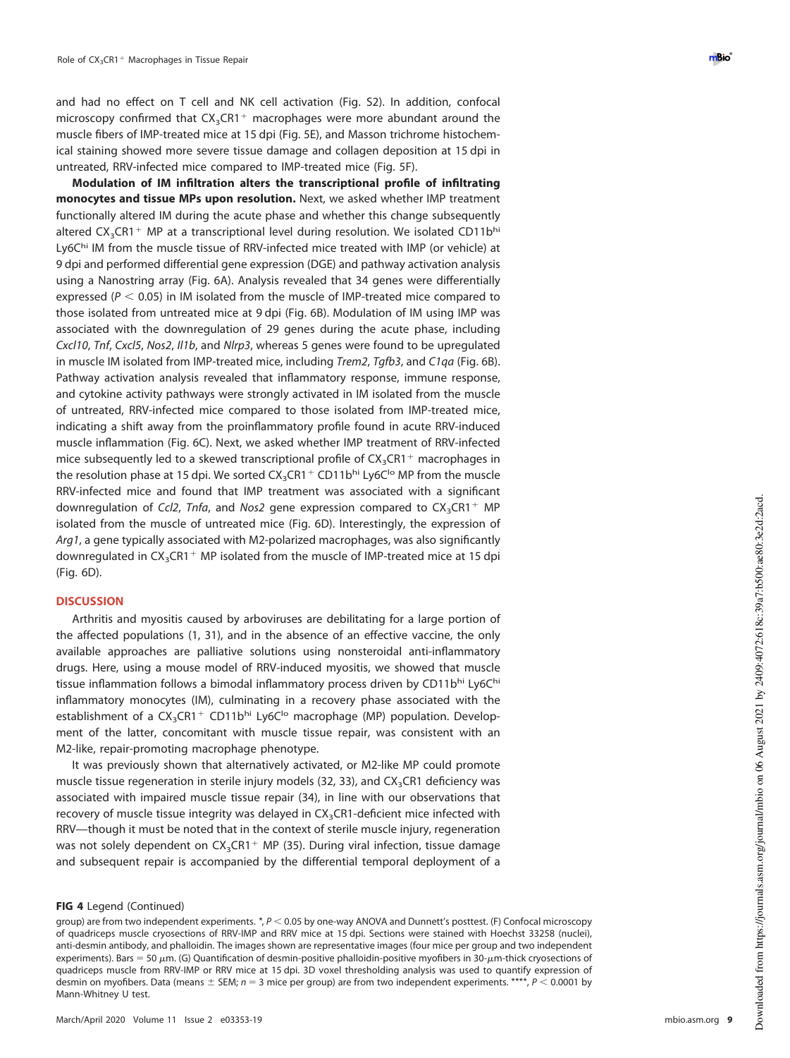and had no effect on T cell and NK cell activation (Fig. S2). In addition, confocal microscopy confirmed that $CX_3CR1^+$ macrophages were more abundant around the muscle fibers of IMP-treated mice at 15 dpi (Fig. 5E), and Masson trichrome histochemical staining showed more severe tissue damage and collagen deposition at 15 dpi in untreated, RRV-infected mice compared to IMP-treated mice (Fig. 5F).

**Modulation of IM infiltration alters the transcriptional profile of infiltrating monocytes and tissue MPs upon resolution.** Next, we asked whether IMP treatment functionally altered IM during the acute phase and whether this change subsequently altered $CX_3CR1^+$ MP at a transcriptional level during resolution. We isolated $CD11b^{hi}$ $Ly6C^{hi}$ IM from the muscle tissue of RRV-infected mice treated with IMP (or vehicle) at 9 dpi and performed differential gene expression (DGE) and pathway activation analysis using a Nanostring array (Fig. 6A). Analysis revealed that 34 genes were differentially expressed ($P < 0.05$) in IM isolated from the muscle of IMP-treated mice compared to those isolated from untreated mice at 9 dpi (Fig. 6B). Modulation of IM using IMP was associated with the downregulation of 29 genes during the acute phase, including *Cxcl10*, *Tnf*, *Cxcl5*, *Nos2*, *Il1b*, and *Nlrp3*, whereas 5 genes were found to be upregulated in muscle IM isolated from IMP-treated mice, including *Trem2*, *Tgfb3*, and *C1qa* (Fig. 6B). Pathway activation analysis revealed that inflammatory response, immune response, and cytokine activity pathways were strongly activated in IM isolated from the muscle of untreated, RRV-infected mice compared to those isolated from IMP-treated mice, indicating a shift away from the proinflammatory profile found in acute RRV-induced muscle inflammation (Fig. 6C). Next, we asked whether IMP treatment of RRV-infected mice subsequently led to a skewed transcriptional profile of $CX_3CR1^+$ macrophages in the resolution phase at 15 dpi. We sorted $CX_3CR1^+$ $CD11b^{hi}$ $Ly6C^{lo}$ MP from the muscle RRV-infected mice and found that IMP treatment was associated with a significant downregulation of *Ccl2*, *Tnfa*, and *Nos2* gene expression compared to $CX_3CR1^+$ MP isolated from the muscle of untreated mice (Fig. 6D). Interestingly, the expression of *Arg1*, a gene typically associated with M2-polarized macrophages, was also significantly downregulated in $CX_3CR1^+$ MP isolated from the muscle of IMP-treated mice at 15 dpi (Fig. 6D).

## DISCUSSION

Arthritis and myositis caused by arboviruses are debilitating for a large portion of the affected populations (1, 31), and in the absence of an effective vaccine, the only available approaches are palliative solutions using nonsteroidal anti-inflammatory drugs. Here, using a mouse model of RRV-induced myositis, we showed that muscle tissue inflammation follows a bimodal inflammatory process driven by $CD11b^{hi}$ $Ly6C^{hi}$ inflammatory monocytes (IM), culminating in a recovery phase associated with the establishment of a $CX_3CR1^+$ $CD11b^{hi}$ $Ly6C^{lo}$ macrophage (MP) population. Development of the latter, concomitant with muscle tissue repair, was consistent with an M2-like, repair-promoting macrophage phenotype.

It was previously shown that alternatively activated, or M2-like MP could promote muscle tissue regeneration in sterile injury models (32, 33), and $CX_3CR1$ deficiency was associated with impaired muscle tissue repair (34), in line with our observations that recovery of muscle tissue integrity was delayed in $CX_3CR1$-deficient mice infected with RRV—though it must be noted that in the context of sterile muscle injury, regeneration was not solely dependent on $CX_3CR1^+$ MP (35). During viral infection, tissue damage and subsequent repair is accompanied by the differential temporal deployment of a

**FIG 4** Legend (Continued)

group) are from two independent experiments. \*, $P < 0.05$ by one-way ANOVA and Dunnett's posttest. (F) Confocal microscopy of quadriceps muscle cryosections of RRV-IMP and RRV mice at 15 dpi. Sections were stained with Hoechst 33258 (nuclei), anti-desmin antibody, and phalloidin. The images shown are representative images (four mice per group and two independent experiments). Bars = 50 $\mu$m. (G) Quantification of desmin-positive phalloidin-positive myofibers in 30-$\mu$m-thick cryosections of quadriceps muscle from RRV-IMP or RRV mice at 15 dpi. 3D voxel thresholding analysis was used to quantify expression of desmin on myofibers. Data (means ± SEM; $n = 3$ mice per group) are from two independent experiments. \*\*\*\*, $P < 0.0001$ by Mann-Whitney U test.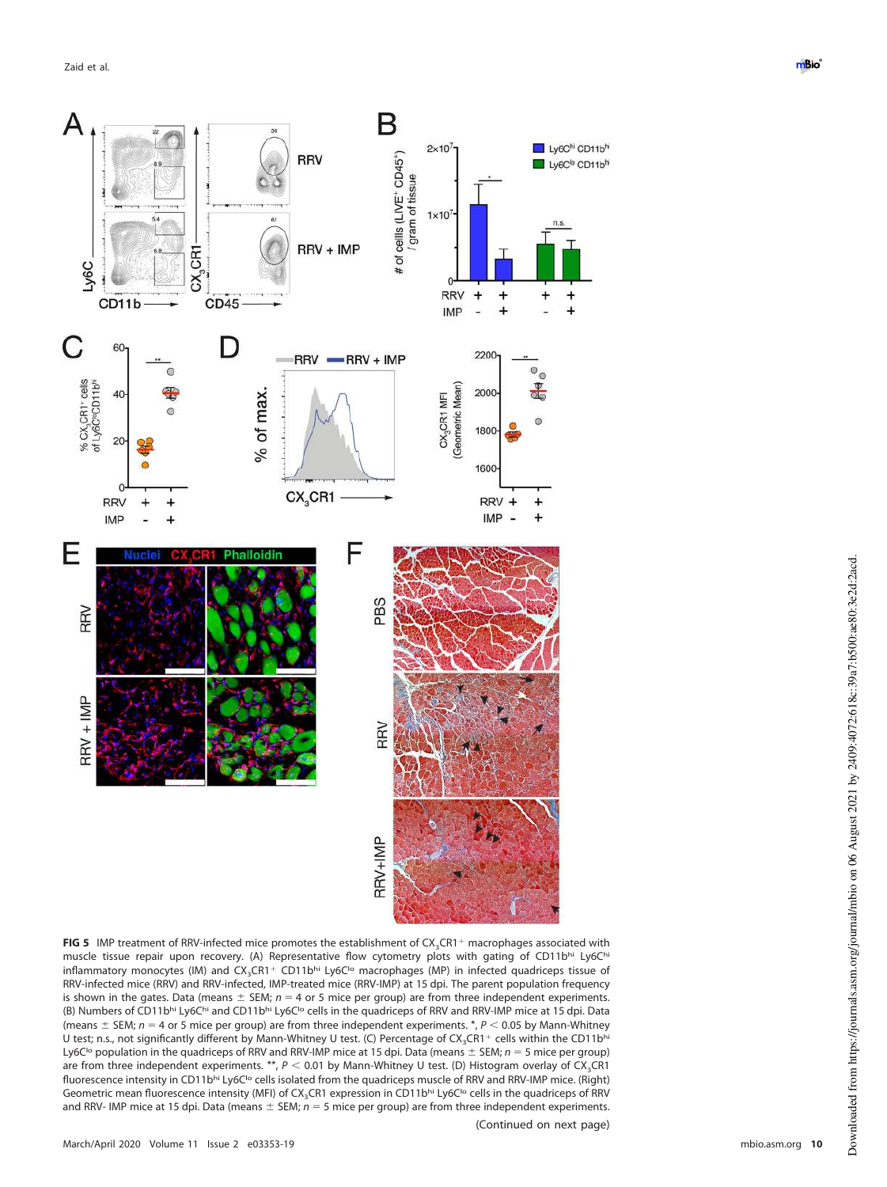**FIG 5** IMP treatment of RRV-infected mice promotes the establishment of $CX_3CR1^+$ macrophages associated with muscle tissue repair upon recovery. (A) Representative flow cytometry plots with gating of $CD11b^{hi}$ $Ly6C^{hi}$ inflammatory monocytes (IM) and $CX_3CR1^+$ $CD11b^{hi}$ $Ly6C^{lo}$ macrophages (MP) in infected quadriceps tissue of RRV-infected mice (RRV) and RRV-infected, IMP-treated mice (RRV-IMP) at 15 dpi. The parent population frequency is shown in the gates. Data (means ± SEM; $n = 4$ or 5 mice per group) are from three independent experiments. (B) Numbers of $CD11b^{hi}$ $Ly6C^{hi}$ and $CD11b^{hi}$ $Ly6C^{lo}$ cells in the quadriceps of RRV and RRV-IMP mice at 15 dpi. Data (means ± SEM; $n = 4$ or 5 mice per group) are from three independent experiments. *, $P < 0.05$ by Mann-Whitney U test; n.s., not significantly different by Mann-Whitney U test. (C) Percentage of $CX_3CR1^+$ cells within the $CD11b^{hi}$ $Ly6C^{lo}$ population in the quadriceps of RRV and RRV-IMP mice at 15 dpi. Data (means ± SEM; $n = 5$ mice per group) are from three independent experiments. **, $P < 0.01$ by Mann-Whitney U test. (D) Histogram overlay of $CX_3CR1$ fluorescence intensity in $CD11b^{hi}$ $Ly6C^{lo}$ cells isolated from the quadriceps muscle of RRV and RRV-IMP mice. (Right) Geometric mean fluorescence intensity (MFI) of $CX_3CR1$ expression in $CD11b^{hi}$ $Ly6C^{lo}$ cells in the quadriceps of RRV and RRV- IMP mice at 15 dpi. Data (means ± SEM; $n = 5$ mice per group) are from three independent experiments.

(Continued on next page)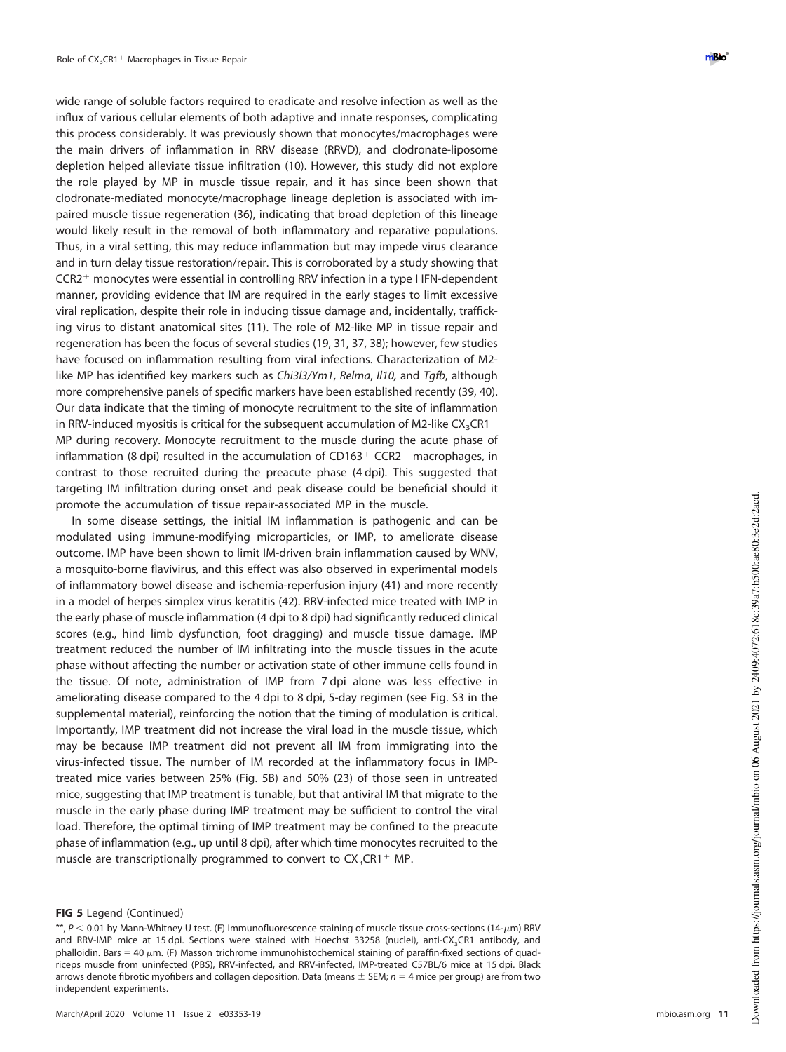wide range of soluble factors required to eradicate and resolve infection as well as the influx of various cellular elements of both adaptive and innate responses, complicating this process considerably. It was previously shown that monocytes/macrophages were the main drivers of inflammation in RRV disease (RRVD), and clodronate-liposome depletion helped alleviate tissue infiltration (10). However, this study did not explore the role played by MP in muscle tissue repair, and it has since been shown that clodronate-mediated monocyte/macrophage lineage depletion is associated with impaired muscle tissue regeneration (36), indicating that broad depletion of this lineage would likely result in the removal of both inflammatory and reparative populations. Thus, in a viral setting, this may reduce inflammation but may impede virus clearance and in turn delay tissue restoration/repair. This is corroborated by a study showing that CCR2$^+$ monocytes were essential in controlling RRV infection in a type I IFN-dependent manner, providing evidence that IM are required in the early stages to limit excessive viral replication, despite their role in inducing tissue damage and, incidentally, trafficking virus to distant anatomical sites (11). The role of M2-like MP in tissue repair and regeneration has been the focus of several studies (19, 31, 37, 38); however, few studies have focused on inflammation resulting from viral infections. Characterization of M2-like MP has identified key markers such as *Chi3l3/Ym1*, *Relma*, *Il10,* and *Tgfb*, although more comprehensive panels of specific markers have been established recently (39, 40). Our data indicate that the timing of monocyte recruitment to the site of inflammation in RRV-induced myositis is critical for the subsequent accumulation of M2-like $CX_3CR1^+$ MP during recovery. Monocyte recruitment to the muscle during the acute phase of inflammation (8 dpi) resulted in the accumulation of CD163$^+$ CCR2$^-$ macrophages, in contrast to those recruited during the preacute phase (4 dpi). This suggested that targeting IM infiltration during onset and peak disease could be beneficial should it promote the accumulation of tissue repair-associated MP in the muscle.

In some disease settings, the initial IM inflammation is pathogenic and can be modulated using immune-modifying microparticles, or IMP, to ameliorate disease outcome. IMP have been shown to limit IM-driven brain inflammation caused by WNV, a mosquito-borne flavivirus, and this effect was also observed in experimental models of inflammatory bowel disease and ischemia-reperfusion injury (41) and more recently in a model of herpes simplex virus keratitis (42). RRV-infected mice treated with IMP in the early phase of muscle inflammation (4 dpi to 8 dpi) had significantly reduced clinical scores (e.g., hind limb dysfunction, foot dragging) and muscle tissue damage. IMP treatment reduced the number of IM infiltrating into the muscle tissues in the acute phase without affecting the number or activation state of other immune cells found in the tissue. Of note, administration of IMP from 7 dpi alone was less effective in ameliorating disease compared to the 4 dpi to 8 dpi, 5-day regimen (see Fig. S3 in the supplemental material), reinforcing the notion that the timing of modulation is critical. Importantly, IMP treatment did not increase the viral load in the muscle tissue, which may be because IMP treatment did not prevent all IM from immigrating into the virus-infected tissue. The number of IM recorded at the inflammatory focus in IMP-treated mice varies between 25% (Fig. 5B) and 50% (23) of those seen in untreated mice, suggesting that IMP treatment is tunable, but that antiviral IM that migrate to the muscle in the early phase during IMP treatment may be sufficient to control the viral load. Therefore, the optimal timing of IMP treatment may be confined to the preacute phase of inflammation (e.g., up until 8 dpi), after which time monocytes recruited to the muscle are transcriptionally programmed to convert to $CX_3CR1^+$ MP.

**FIG 5** Legend (Continued)

**, $P < 0.01$ by Mann-Whitney U test. (E) Immunofluorescence staining of muscle tissue cross-sections (14-$\mu$m) RRV and RRV-IMP mice at 15 dpi. Sections were stained with Hoechst 33258 (nuclei), anti-$CX_3CR1$ antibody, and phalloidin. Bars = 40 $\mu$m. (F) Masson trichrome immunohistochemical staining of paraffin-fixed sections of quadriceps muscle from uninfected (PBS), RRV-infected, and RRV-infected, IMP-treated C57BL/6 mice at 15 dpi. Black arrows denote fibrotic myofibers and collagen deposition. Data (means ± SEM; $n = 4$ mice per group) are from two independent experiments.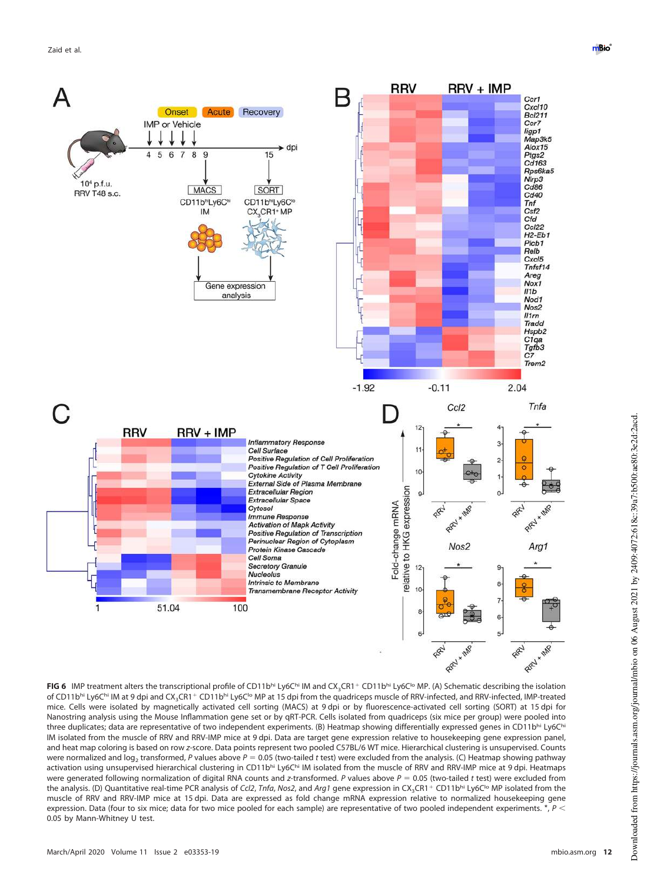**FIG 6** IMP treatment alters the transcriptional profile of CD11b[hi] Ly6C[hi] IM and CX$_3$CR1[+] CD11b[hi] Ly6C[lo] MP. (A) Schematic describing the isolation of CD11b[hi] Ly6C[hi] IM at 9 dpi and CX$_3$CR1[+] CD11b[hi] Ly6C[lo] MP at 15 dpi from the quadriceps muscle of RRV-infected, and RRV-infected, IMP-treated mice. Cells were isolated by magnetically activated cell sorting (MACS) at 9 dpi or by fluorescence-activated cell sorting (SORT) at 15 dpi for Nanostring analysis using the Mouse Inflammation gene set or by qRT-PCR. Cells isolated from quadriceps (six mice per group) were pooled into three duplicates; data are representative of two independent experiments. (B) Heatmap showing differentially expressed genes in CD11b[hi] Ly6C[hi] IM isolated from the muscle of RRV and RRV-IMP mice at 9 dpi. Data are target gene expression relative to housekeeping gene expression panel, and heat map coloring is based on row z-score. Data points represent two pooled C57BL/6 WT mice. Hierarchical clustering is unsupervised. Counts were normalized and log$_2$ transformed, $P$ values above $P = 0.05$ (two-tailed $t$ test) were excluded from the analysis. (C) Heatmap showing pathway activation using unsupervised hierarchical clustering in CD11b[hi] Ly6C[hi] IM isolated from the muscle of RRV and RRV-IMP mice at 9 dpi. Heatmaps were generated following normalization of digital RNA counts and z-transformed. $P$ values above $P = 0.05$ (two-tailed $t$ test) were excluded from the analysis. (D) Quantitative real-time PCR analysis of *Ccl2*, *Tnfa*, *Nos2*, and *Arg1* gene expression in CX$_3$CR1[+] CD11b[hi] Ly6C[lo] MP isolated from the muscle of RRV and RRV-IMP mice at 15 dpi. Data are expressed as fold change mRNA expression relative to normalized housekeeping gene expression. Data (four to six mice; data for two mice pooled for each sample) are representative of two pooled independent experiments. *, $P < 0.05$ by Mann-Whitney U test.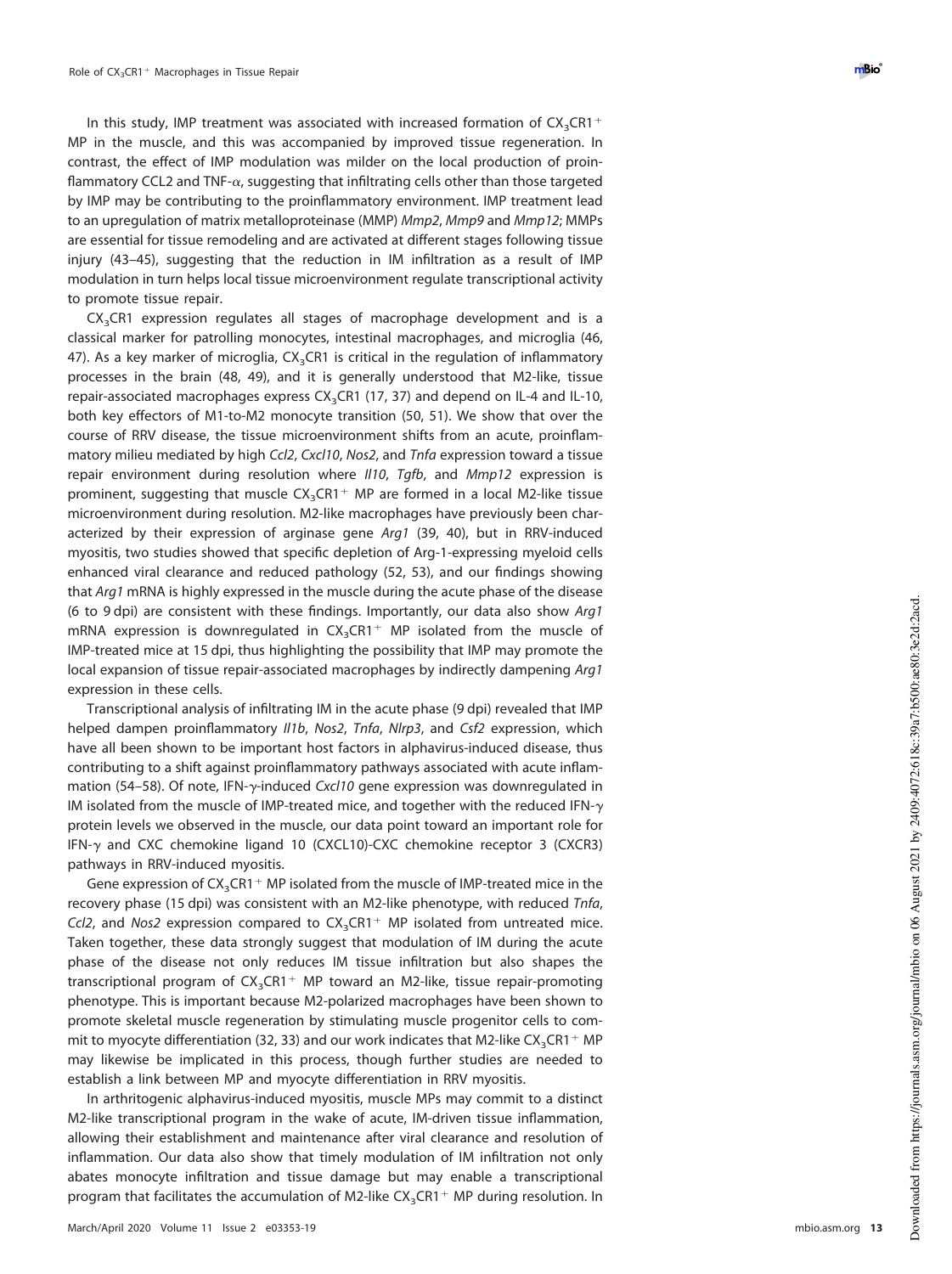In this study, IMP treatment was associated with increased formation of $CX_3CR1^+$ MP in the muscle, and this was accompanied by improved tissue regeneration. In contrast, the effect of IMP modulation was milder on the local production of proinflammatory CCL2 and TNF-$\alpha$, suggesting that infiltrating cells other than those targeted by IMP may be contributing to the proinflammatory environment. IMP treatment lead to an upregulation of matrix metalloproteinase (MMP) *Mmp2*, *Mmp9* and *Mmp12*; MMPs are essential for tissue remodeling and are activated at different stages following tissue injury (43–45), suggesting that the reduction in IM infiltration as a result of IMP modulation in turn helps local tissue microenvironment regulate transcriptional activity to promote tissue repair.

$CX_3CR1$ expression regulates all stages of macrophage development and is a classical marker for patrolling monocytes, intestinal macrophages, and microglia (46, 47). As a key marker of microglia, $CX_3CR1$ is critical in the regulation of inflammatory processes in the brain (48, 49), and it is generally understood that M2-like, tissue repair-associated macrophages express $CX_3CR1$ (17, 37) and depend on IL-4 and IL-10, both key effectors of M1-to-M2 monocyte transition (50, 51). We show that over the course of RRV disease, the tissue microenvironment shifts from an acute, proinflammatory milieu mediated by high *Ccl2*, *Cxcl10*, *Nos2*, and *Tnfa* expression toward a tissue repair environment during resolution where *Il10*, *Tgfb*, and *Mmp12* expression is prominent, suggesting that muscle $CX_3CR1^+$ MP are formed in a local M2-like tissue microenvironment during resolution. M2-like macrophages have previously been characterized by their expression of arginase gene *Arg1* (39, 40), but in RRV-induced myositis, two studies showed that specific depletion of Arg-1-expressing myeloid cells enhanced viral clearance and reduced pathology (52, 53), and our findings showing that *Arg1* mRNA is highly expressed in the muscle during the acute phase of the disease (6 to 9 dpi) are consistent with these findings. Importantly, our data also show *Arg1* mRNA expression is downregulated in $CX_3CR1^+$ MP isolated from the muscle of IMP-treated mice at 15 dpi, thus highlighting the possibility that IMP may promote the local expansion of tissue repair-associated macrophages by indirectly dampening *Arg1* expression in these cells.

Transcriptional analysis of infiltrating IM in the acute phase (9 dpi) revealed that IMP helped dampen proinflammatory *Il1b*, *Nos2*, *Tnfa*, *Nlrp3*, and *Csf2* expression, which have all been shown to be important host factors in alphavirus-induced disease, thus contributing to a shift against proinflammatory pathways associated with acute inflammation (54–58). Of note, IFN-$\gamma$-induced *Cxcl10* gene expression was downregulated in IM isolated from the muscle of IMP-treated mice, and together with the reduced IFN-$\gamma$ protein levels we observed in the muscle, our data point toward an important role for IFN-$\gamma$ and CXC chemokine ligand 10 (CXCL10)-CXC chemokine receptor 3 (CXCR3) pathways in RRV-induced myositis.

Gene expression of $CX_3CR1^+$ MP isolated from the muscle of IMP-treated mice in the recovery phase (15 dpi) was consistent with an M2-like phenotype, with reduced *Tnfa*, *Ccl2*, and *Nos2* expression compared to $CX_3CR1^+$ MP isolated from untreated mice. Taken together, these data strongly suggest that modulation of IM during the acute phase of the disease not only reduces IM tissue infiltration but also shapes the transcriptional program of $CX_3CR1^+$ MP toward an M2-like, tissue repair-promoting phenotype. This is important because M2-polarized macrophages have been shown to promote skeletal muscle regeneration by stimulating muscle progenitor cells to commit to myocyte differentiation (32, 33) and our work indicates that M2-like $CX_3CR1^+$ MP may likewise be implicated in this process, though further studies are needed to establish a link between MP and myocyte differentiation in RRV myositis.

In arthritogenic alphavirus-induced myositis, muscle MPs may commit to a distinct M2-like transcriptional program in the wake of acute, IM-driven tissue inflammation, allowing their establishment and maintenance after viral clearance and resolution of inflammation. Our data also show that timely modulation of IM infiltration not only abates monocyte infiltration and tissue damage but may enable a transcriptional program that facilitates the accumulation of M2-like $CX_3CR1^+$ MP during resolution. In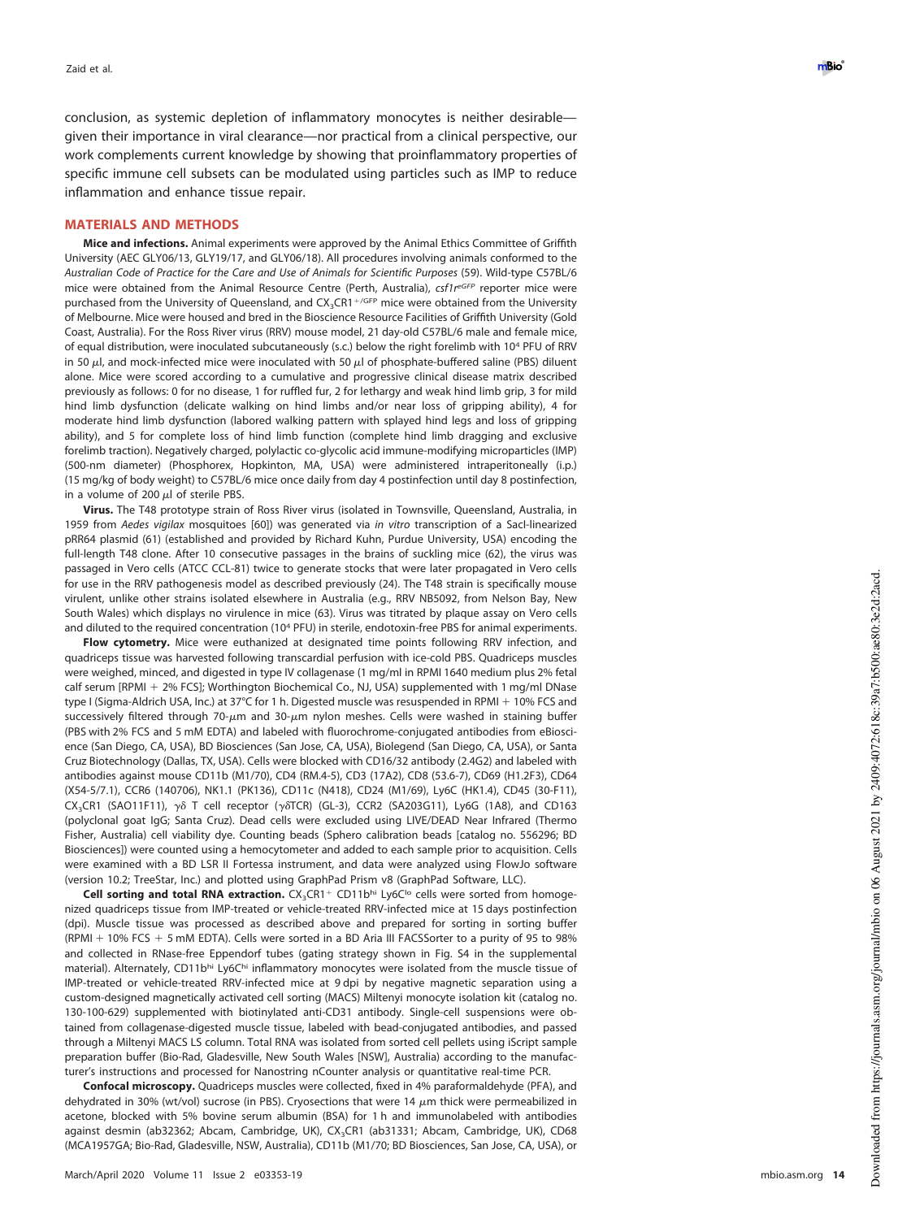conclusion, as systemic depletion of inflammatory monocytes is neither desirable—given their importance in viral clearance—nor practical from a clinical perspective, our work complements current knowledge by showing that proinflammatory properties of specific immune cell subsets can be modulated using particles such as IMP to reduce inflammation and enhance tissue repair.

## MATERIALS AND METHODS

**Mice and infections.** Animal experiments were approved by the Animal Ethics Committee of Griffith University (AEC GLY06/13, GLY19/17, and GLY06/18). All procedures involving animals conformed to the *Australian Code of Practice for the Care and Use of Animals for Scientific Purposes* (59). Wild-type C57BL/6 mice were obtained from the Animal Resource Centre (Perth, Australia), *csf1r*$^{eGFP}$ reporter mice were purchased from the University of Queensland, and $CX_3CR1^{+/GFP}$ mice were obtained from the University of Melbourne. Mice were housed and bred in the Bioscience Resource Facilities of Griffith University (Gold Coast, Australia). For the Ross River virus (RRV) mouse model, 21 day-old C57BL/6 male and female mice, of equal distribution, were inoculated subcutaneously (s.c.) below the right forelimb with $10^4$ PFU of RRV in 50 μl, and mock-infected mice were inoculated with 50 μl of phosphate-buffered saline (PBS) diluent alone. Mice were scored according to a cumulative and progressive clinical disease matrix described previously as follows: 0 for no disease, 1 for ruffled fur, 2 for lethargy and weak hind limb grip, 3 for mild hind limb dysfunction (delicate walking on hind limbs and/or near loss of gripping ability), 4 for moderate hind limb dysfunction (labored walking pattern with splayed hind legs and loss of gripping ability), and 5 for complete loss of hind limb function (complete hind limb dragging and exclusive forelimb traction). Negatively charged, polylactic co-glycolic acid immune-modifying microparticles (IMP) (500-nm diameter) (Phosphorex, Hopkinton, MA, USA) were administered intraperitoneally (i.p.) (15 mg/kg of body weight) to C57BL/6 mice once daily from day 4 postinfection until day 8 postinfection, in a volume of 200 μl of sterile PBS.

**Virus.** The T48 prototype strain of Ross River virus (isolated in Townsville, Queensland, Australia, in 1959 from *Aedes vigilax* mosquitoes [60]) was generated via *in vitro* transcription of a SacI-linearized pRR64 plasmid (61) (established and provided by Richard Kuhn, Purdue University, USA) encoding the full-length T48 clone. After 10 consecutive passages in the brains of suckling mice (62), the virus was passaged in Vero cells (ATCC CCL-81) twice to generate stocks that were later propagated in Vero cells for use in the RRV pathogenesis model as described previously (24). The T48 strain is specifically mouse virulent, unlike other strains isolated elsewhere in Australia (e.g., RRV NB5092, from Nelson Bay, New South Wales) which displays no virulence in mice (63). Virus was titrated by plaque assay on Vero cells and diluted to the required concentration ($10^4$ PFU) in sterile, endotoxin-free PBS for animal experiments.

**Flow cytometry.** Mice were euthanized at designated time points following RRV infection, and quadriceps tissue was harvested following transcardial perfusion with ice-cold PBS. Quadriceps muscles were weighed, minced, and digested in type IV collagenase (1 mg/ml in RPMI 1640 medium plus 2% fetal calf serum [RPMI + 2% FCS]; Worthington Biochemical Co., NJ, USA) supplemented with 1 mg/ml DNase type I (Sigma-Aldrich USA, Inc.) at 37°C for 1 h. Digested muscle was resuspended in RPMI + 10% FCS and successively filtered through 70-μm and 30-μm nylon meshes. Cells were washed in staining buffer (PBS with 2% FCS and 5 mM EDTA) and labeled with fluorochrome-conjugated antibodies from eBioscience (San Diego, CA, USA), BD Biosciences (San Jose, CA, USA), Biolegend (San Diego, CA, USA), or Santa Cruz Biotechnology (Dallas, TX, USA). Cells were blocked with CD16/32 antibody (2.4G2) and labeled with antibodies against mouse CD11b (M1/70), CD4 (RM.4-5), CD3 (17A2), CD8 (53.6-7), CD69 (H1.2F3), CD64 (X54-5/7.1), CCR6 (140706), NK1.1 (PK136), CD11c (N418), CD24 (M1/69), Ly6C (HK1.4), CD45 (30-F11), $CX_3CR1$ (SAO11F11), γδ T cell receptor (γδTCR) (GL-3), CCR2 (SA203G11), Ly6G (1A8), and CD163 (polyclonal goat IgG; Santa Cruz). Dead cells were excluded using LIVE/DEAD Near Infrared (Thermo Fisher, Australia) cell viability dye. Counting beads (Sphero calibration beads [catalog no. 556296; BD Biosciences]) were counted using a hemocytometer and added to each sample prior to acquisition. Cells were examined with a BD LSR II Fortessa instrument, and data were analyzed using FlowJo software (version 10.2; TreeStar, Inc.) and plotted using GraphPad Prism v8 (GraphPad Software, LLC).

**Cell sorting and total RNA extraction.** $CX_3CR1^+$ CD11b$^{hi}$ Ly6C$^{lo}$ cells were sorted from homogenized quadriceps tissue from IMP-treated or vehicle-treated RRV-infected mice at 15 days postinfection (dpi). Muscle tissue was processed as described above and prepared for sorting in sorting buffer (RPMI + 10% FCS + 5 mM EDTA). Cells were sorted in a BD Aria III FACSSorter to a purity of 95 to 98% and collected in RNase-free Eppendorf tubes (gating strategy shown in Fig. S4 in the supplemental material). Alternately, CD11b$^{hi}$ Ly6C$^{hi}$ inflammatory monocytes were isolated from the muscle tissue of IMP-treated or vehicle-treated RRV-infected mice at 9 dpi by negative magnetic separation using a custom-designed magnetically activated cell sorting (MACS) Miltenyi monocyte isolation kit (catalog no. 130-100-629) supplemented with biotinylated anti-CD31 antibody. Single-cell suspensions were obtained from collagenase-digested muscle tissue, labeled with bead-conjugated antibodies, and passed through a Miltenyi MACS LS column. Total RNA was isolated from sorted cell pellets using iScript sample preparation buffer (Bio-Rad, Gladesville, New South Wales [NSW], Australia) according to the manufacturer's instructions and processed for Nanostring nCounter analysis or quantitative real-time PCR.

**Confocal microscopy.** Quadriceps muscles were collected, fixed in 4% paraformaldehyde (PFA), and dehydrated in 30% (wt/vol) sucrose (in PBS). Cryosections that were 14 μm thick were permeabilized in acetone, blocked with 5% bovine serum albumin (BSA) for 1 h and immunolabeled with antibodies against desmin (ab32362; Abcam, Cambridge, UK), $CX_3CR1$ (ab31331; Abcam, Cambridge, UK), CD68 (MCA1957GA; Bio-Rad, Gladesville, NSW, Australia), CD11b (M1/70; BD Biosciences, San Jose, CA, USA), or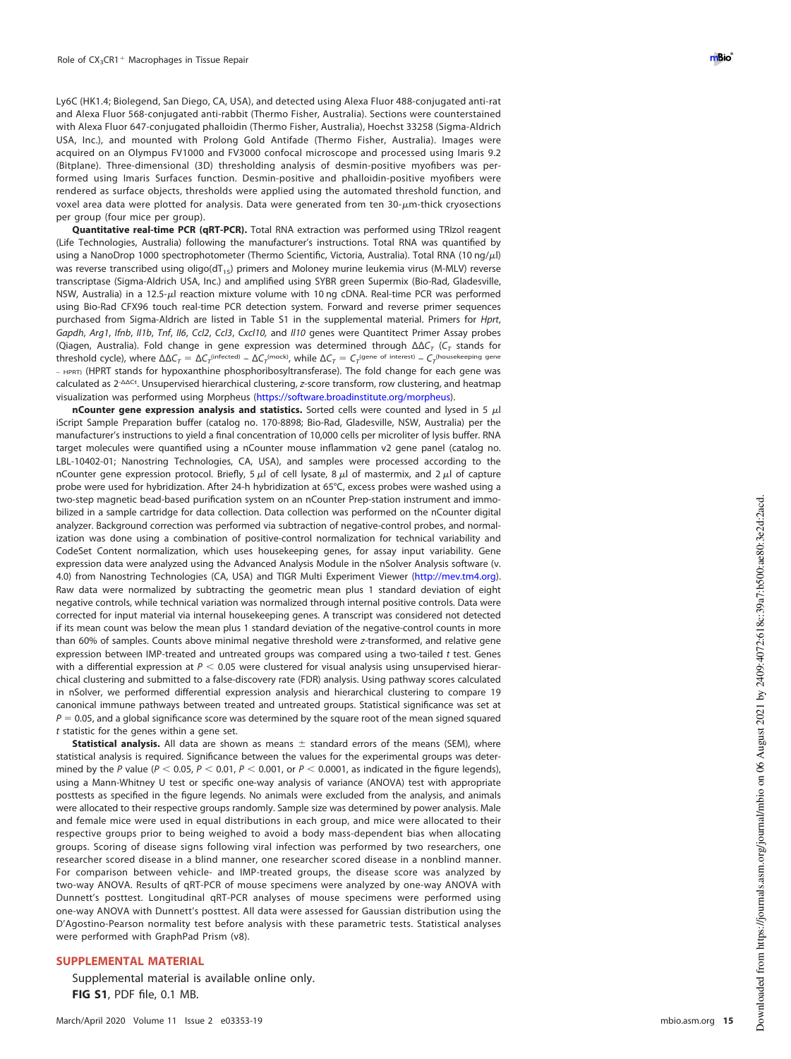Ly6C (HK1.4; Biolegend, San Diego, CA, USA), and detected using Alexa Fluor 488-conjugated anti-rat and Alexa Fluor 568-conjugated anti-rabbit (Thermo Fisher, Australia). Sections were counterstained with Alexa Fluor 647-conjugated phalloidin (Thermo Fisher, Australia), Hoechst 33258 (Sigma-Aldrich USA, Inc.), and mounted with Prolong Gold Antifade (Thermo Fisher, Australia). Images were acquired on an Olympus FV1000 and FV3000 confocal microscope and processed using Imaris 9.2 (Bitplane). Three-dimensional (3D) thresholding analysis of desmin-positive myofibers was performed using Imaris Surfaces function. Desmin-positive and phalloidin-positive myofibers were rendered as surface objects, thresholds were applied using the automated threshold function, and voxel area data were plotted for analysis. Data were generated from ten 30-$\mu$m-thick cryosections per group (four mice per group).

**Quantitative real-time PCR (qRT-PCR).** Total RNA extraction was performed using TRIzol reagent (Life Technologies, Australia) following the manufacturer's instructions. Total RNA was quantified by using a NanoDrop 1000 spectrophotometer (Thermo Scientific, Victoria, Australia). Total RNA (10 ng/$\mu$l) was reverse transcribed using oligo(dT$_{15}$) primers and Moloney murine leukemia virus (M-MLV) reverse transcriptase (Sigma-Aldrich USA, Inc.) and amplified using SYBR green Supermix (Bio-Rad, Gladesville, NSW, Australia) in a 12.5-$\mu$l reaction mixture volume with 10 ng cDNA. Real-time PCR was performed using Bio-Rad CFX96 touch real-time PCR detection system. Forward and reverse primer sequences purchased from Sigma-Aldrich are listed in Table S1 in the supplemental material. Primers for *Hprt*, *Gapdh*, *Arg1*, *Ifnb*, *Il1b*, *Tnf*, *Il6*, *Ccl2*, *Ccl3*, *Cxcl10*, and *Il10* genes were Quantitect Primer Assay probes (Qiagen, Australia). Fold change in gene expression was determined through $\Delta\Delta C_T$ ($C_T$ stands for threshold cycle), where $\Delta\Delta C_T = \Delta C_T^{(\text{infected})} - \Delta C_T^{(\text{mock})}$, while $\Delta C_T = C_T^{(\text{gene of interest})} - C_T^{(\text{housekeeping gene} - \text{HPRT})}$ (HPRT stands for hypoxanthine phosphoribosyltransferase). The fold change for each gene was calculated as $2^{-\Delta\Delta Ct}$. Unsupervised hierarchical clustering, *z*-score transform, row clustering, and heatmap visualization was performed using Morpheus (https://software.broadinstitute.org/morpheus).

**nCounter gene expression analysis and statistics.** Sorted cells were counted and lysed in 5 $\mu$l iScript Sample Preparation buffer (catalog no. 170-8898; Bio-Rad, Gladesville, NSW, Australia) per the manufacturer's instructions to yield a final concentration of 10,000 cells per microliter of lysis buffer. RNA target molecules were quantified using a nCounter mouse inflammation v2 gene panel (catalog no. LBL-10402-01; Nanostring Technologies, CA, USA), and samples were processed according to the nCounter gene expression protocol. Briefly, 5 $\mu$l of cell lysate, 8 $\mu$l of mastermix, and 2 $\mu$l of capture probe were used for hybridization. After 24-h hybridization at 65°C, excess probes were washed using a two-step magnetic bead-based purification system on an nCounter Prep-station instrument and immobilized in a sample cartridge for data collection. Data collection was performed on the nCounter digital analyzer. Background correction was performed via subtraction of negative-control probes, and normalization was done using a combination of positive-control normalization for technical variability and CodeSet Content normalization, which uses housekeeping genes, for assay input variability. Gene expression data were analyzed using the Advanced Analysis Module in the nSolver Analysis software (v. 4.0) from Nanostring Technologies (CA, USA) and TIGR Multi Experiment Viewer (http://mev.tm4.org). Raw data were normalized by subtracting the geometric mean plus 1 standard deviation of eight negative controls, while technical variation was normalized through internal positive controls. Data were corrected for input material via internal housekeeping genes. A transcript was considered not detected if its mean count was below the mean plus 1 standard deviation of the negative-control counts in more than 60% of samples. Counts above minimal negative threshold were *z*-transformed, and relative gene expression between IMP-treated and untreated groups was compared using a two-tailed *t* test. Genes with a differential expression at $P < 0.05$ were clustered for visual analysis using unsupervised hierarchical clustering and submitted to a false-discovery rate (FDR) analysis. Using pathway scores calculated in nSolver, we performed differential expression analysis and hierarchical clustering to compare 19 canonical immune pathways between treated and untreated groups. Statistical significance was set at $P = 0.05$, and a global significance score was determined by the square root of the mean signed squared *t* statistic for the genes within a gene set.

**Statistical analysis.** All data are shown as means ± standard errors of the means (SEM), where statistical analysis is required. Significance between the values for the experimental groups was determined by the *P* value ($P < 0.05$, $P < 0.01$, $P < 0.001$, or $P < 0.0001$, as indicated in the figure legends), using a Mann-Whitney U test or specific one-way analysis of variance (ANOVA) test with appropriate posttests as specified in the figure legends. No animals were excluded from the analysis, and animals were allocated to their respective groups randomly. Sample size was determined by power analysis. Male and female mice were used in equal distributions in each group, and mice were allocated to their respective groups prior to being weighed to avoid a body mass-dependent bias when allocating groups. Scoring of disease signs following viral infection was performed by two researchers, one researcher scored disease in a blind manner, one researcher scored disease in a nonblind manner. For comparison between vehicle- and IMP-treated groups, the disease score was analyzed by two-way ANOVA. Results of qRT-PCR of mouse specimens were analyzed by one-way ANOVA with Dunnett's posttest. Longitudinal qRT-PCR analyses of mouse specimens were performed using one-way ANOVA with Dunnett's posttest. All data were assessed for Gaussian distribution using the D'Agostino-Pearson normality test before analysis with these parametric tests. Statistical analyses were performed with GraphPad Prism (v8).

## SUPPLEMENTAL MATERIAL

Supplemental material is available online only.

**FIG S1**, PDF file, 0.1 MB.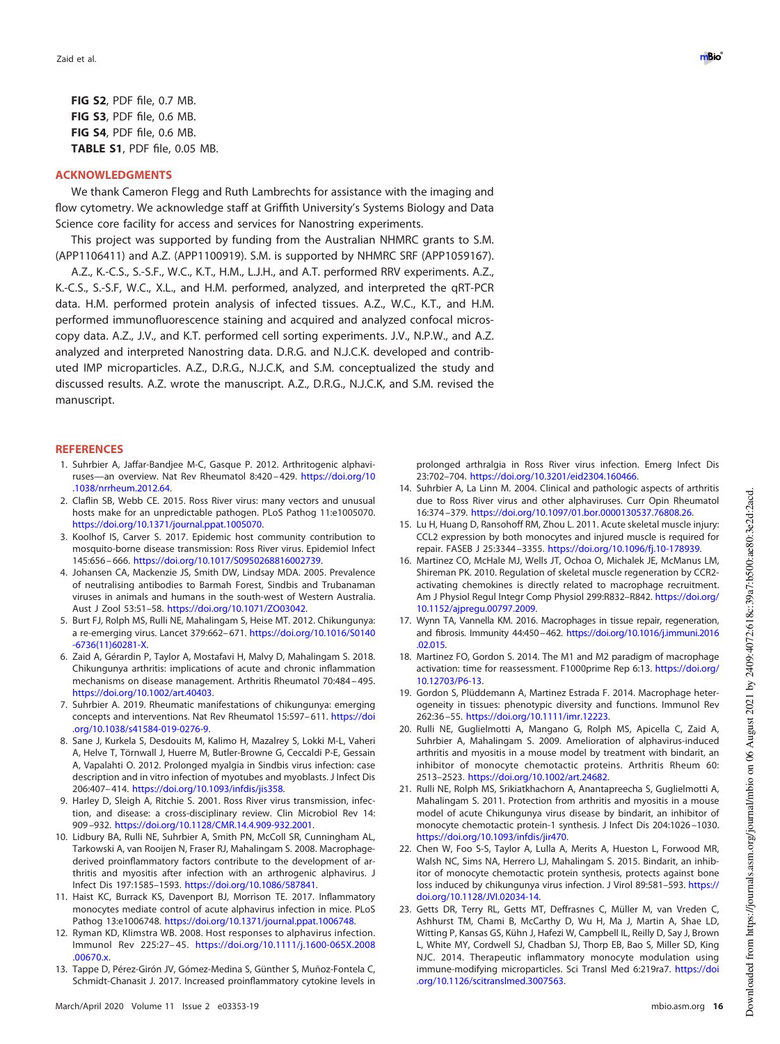**FIG S2**, PDF file, 0.7 MB.
**FIG S3**, PDF file, 0.6 MB.
**FIG S4**, PDF file, 0.6 MB.
**TABLE S1**, PDF file, 0.05 MB.

## ACKNOWLEDGMENTS

We thank Cameron Flegg and Ruth Lambrechts for assistance with the imaging and flow cytometry. We acknowledge staff at Griffith University's Systems Biology and Data Science core facility for access and services for Nanostring experiments.

This project was supported by funding from the Australian NHMRC grants to S.M. (APP1106411) and A.Z. (APP1100919). S.M. is supported by NHMRC SRF (APP1059167).

A.Z., K.-C.S., S.-S.F., W.C., K.T., H.M., L.J.H., and A.T. performed RRV experiments. A.Z., K.-C.S., S.-S.F, W.C., X.L., and H.M. performed, analyzed, and interpreted the qRT-PCR data. H.M. performed protein analysis of infected tissues. A.Z., W.C., K.T., and H.M. performed immunofluorescence staining and acquired and analyzed confocal microscopy data. A.Z., J.V., and K.T. performed cell sorting experiments. J.V., N.P.W., and A.Z. analyzed and interpreted Nanostring data. D.R.G. and N.J.C.K. developed and contributed IMP microparticles. A.Z., D.R.G., N.J.C.K, and S.M. conceptualized the study and discussed results. A.Z. wrote the manuscript. A.Z., D.R.G., N.J.C.K, and S.M. revised the manuscript.

## REFERENCES

1. Suhrbier A, Jaffar-Bandjee M-C, Gasque P. 2012. Arthritogenic alphaviruses—an overview. Nat Rev Rheumatol 8:420–429. https://doi.org/10.1038/nrrheum.2012.64.
2. Claflin SB, Webb CE. 2015. Ross River virus: many vectors and unusual hosts make for an unpredictable pathogen. PLoS Pathog 11:e1005070. https://doi.org/10.1371/journal.ppat.1005070.
3. Koolhof IS, Carver S. 2017. Epidemic host community contribution to mosquito-borne disease transmission: Ross River virus. Epidemiol Infect 145:656–666. https://doi.org/10.1017/S0950268816002739.
4. Johansen CA, Mackenzie JS, Smith DW, Lindsay MDA. 2005. Prevalence of neutralising antibodies to Barmah Forest, Sindbis and Trubanaman viruses in animals and humans in the south-west of Western Australia. Aust J Zool 53:51–58. https://doi.org/10.1071/ZO03042.
5. Burt FJ, Rolph MS, Rulli NE, Mahalingam S, Heise MT. 2012. Chikungunya: a re-emerging virus. Lancet 379:662–671. https://doi.org/10.1016/S0140-6736(11)60281-X.
6. Zaid A, Gérardin P, Taylor A, Mostafavi H, Malvy D, Mahalingam S. 2018. Chikungunya arthritis: implications of acute and chronic inflammation mechanisms on disease management. Arthritis Rheumatol 70:484–495. https://doi.org/10.1002/art.40403.
7. Suhrbier A. 2019. Rheumatic manifestations of chikungunya: emerging concepts and interventions. Nat Rev Rheumatol 15:597–611. https://doi.org/10.1038/s41584-019-0276-9.
8. Sane J, Kurkela S, Desdouits M, Kalimo H, Mazalrey S, Lokki M-L, Vaheri A, Helve T, Törnwall J, Huerre M, Butler-Browne G, Ceccaldi P-E, Gessain A, Vapalahti O. 2012. Prolonged myalgia in Sindbis virus infection: case description and in vitro infection of myotubes and myoblasts. J Infect Dis 206:407–414. https://doi.org/10.1093/infdis/jis358.
9. Harley D, Sleigh A, Ritchie S. 2001. Ross River virus transmission, infection, and disease: a cross-disciplinary review. Clin Microbiol Rev 14:909–932. https://doi.org/10.1128/CMR.14.4.909-932.2001.
10. Lidbury BA, Rulli NE, Suhrbier A, Smith PN, McColl SR, Cunningham AL, Tarkowski A, van Rooijen N, Fraser RJ, Mahalingam S. 2008. Macrophage-derived proinflammatory factors contribute to the development of arthritis and myositis after infection with an arthrogenic alphavirus. J Infect Dis 197:1585–1593. https://doi.org/10.1086/587841.
11. Haist KC, Burrack KS, Davenport BJ, Morrison TE. 2017. Inflammatory monocytes mediate control of acute alphavirus infection in mice. PLoS Pathog 13:e1006748. https://doi.org/10.1371/journal.ppat.1006748.
12. Ryman KD, Klimstra WB. 2008. Host responses to alphavirus infection. Immunol Rev 225:27–45. https://doi.org/10.1111/j.1600-065X.2008.00670.x.
13. Tappe D, Pérez-Girón JV, Gómez-Medina S, Günther S, Muñoz-Fontela C, Schmidt-Chanasit J. 2017. Increased proinflammatory cytokine levels in prolonged arthralgia in Ross River virus infection. Emerg Infect Dis 23:702–704. https://doi.org/10.3201/eid2304.160466.
14. Suhrbier A, La Linn M. 2004. Clinical and pathologic aspects of arthritis due to Ross River virus and other alphaviruses. Curr Opin Rheumatol 16:374–379. https://doi.org/10.1097/01.bor.0000130537.76808.26.
15. Lu H, Huang D, Ransohoff RM, Zhou L. 2011. Acute skeletal muscle injury: CCL2 expression by both monocytes and injured muscle is required for repair. FASEB J 25:3344–3355. https://doi.org/10.1096/fj.10-178939.
16. Martinez CO, McHale MJ, Wells JT, Ochoa O, Michalek JE, McManus LM, Shireman PK. 2010. Regulation of skeletal muscle regeneration by CCR2-activating chemokines is directly related to macrophage recruitment. Am J Physiol Regul Integr Comp Physiol 299:R832–R842. https://doi.org/10.1152/ajpregu.00797.2009.
17. Wynn TA, Vannella KM. 2016. Macrophages in tissue repair, regeneration, and fibrosis. Immunity 44:450–462. https://doi.org/10.1016/j.immuni.2016.02.015.
18. Martinez FO, Gordon S. 2014. The M1 and M2 paradigm of macrophage activation: time for reassessment. F1000prime Rep 6:13. https://doi.org/10.12703/P6-13.
19. Gordon S, Plüddemann A, Martinez Estrada F. 2014. Macrophage heterogeneity in tissues: phenotypic diversity and functions. Immunol Rev 262:36–55. https://doi.org/10.1111/imr.12223.
20. Rulli NE, Guglielmotti A, Mangano G, Rolph MS, Apicella C, Zaid A, Suhrbier A, Mahalingam S. 2009. Amelioration of alphavirus-induced arthritis and myositis in a mouse model by treatment with bindarit, an inhibitor of monocyte chemotactic proteins. Arthritis Rheum 60:2513–2523. https://doi.org/10.1002/art.24682.
21. Rulli NE, Rolph MS, Srikiatkhachorn A, Anantapreecha S, Guglielmotti A, Mahalingam S. 2011. Protection from arthritis and myositis in a mouse model of acute Chikungunya virus disease by bindarit, an inhibitor of monocyte chemotactic protein-1 synthesis. J Infect Dis 204:1026–1030. https://doi.org/10.1093/infdis/jir470.
22. Chen W, Foo S-S, Taylor A, Lulla A, Merits A, Hueston L, Forwood MR, Walsh NC, Sims NA, Herrero LJ, Mahalingam S. 2015. Bindarit, an inhibitor of monocyte chemotactic protein synthesis, protects against bone loss induced by chikungunya virus infection. J Virol 89:581–593. https://doi.org/10.1128/JVI.02034-14.
23. Getts DR, Terry RL, Getts MT, Deffrasnes C, Müller M, van Vreden C, Ashhurst TM, Chami B, McCarthy D, Wu H, Ma J, Martin A, Shae LD, Witting P, Kansas GS, Kühn J, Hafezi W, Campbell IL, Reilly D, Say J, Brown L, White MY, Cordwell SJ, Chadban SJ, Thorp EB, Bao S, Miller SD, King NJC. 2014. Therapeutic inflammatory monocyte modulation using immune-modifying microparticles. Sci Transl Med 6:219ra7. https://doi.org/10.1126/scitranslmed.3007563.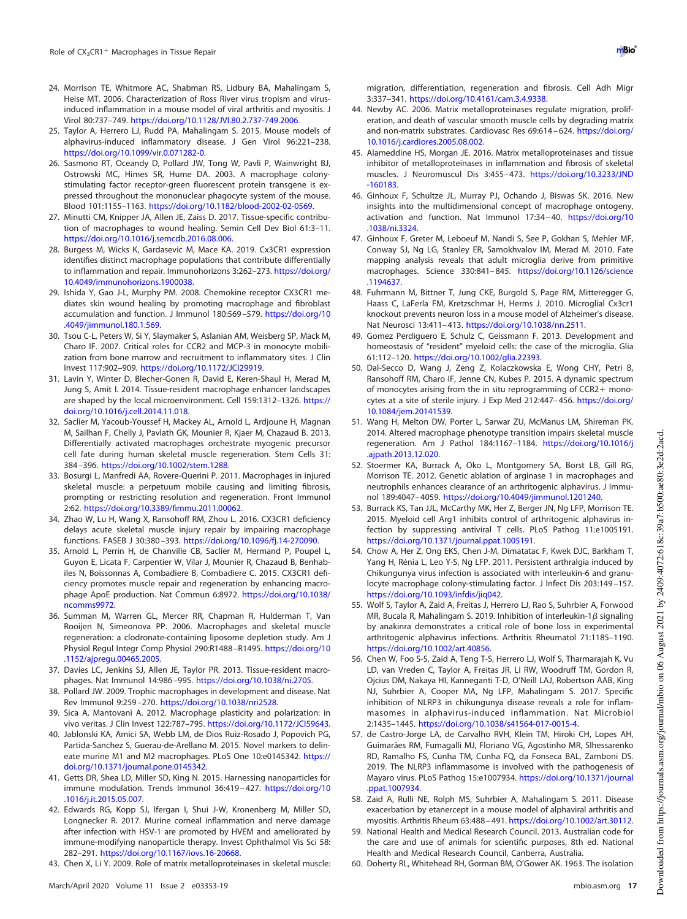24. Morrison TE, Whitmore AC, Shabman RS, Lidbury BA, Mahalingam S, Heise MT. 2006. Characterization of Ross River virus tropism and virus-induced inflammation in a mouse model of viral arthritis and myositis. J Virol 80:737–749. https://doi.org/10.1128/JVI.80.2.737-749.2006.
25. Taylor A, Herrero LJ, Rudd PA, Mahalingam S. 2015. Mouse models of alphavirus-induced inflammatory disease. J Gen Virol 96:221–238. https://doi.org/10.1099/vir.0.071282-0.
26. Sasmono RT, Oceandy D, Pollard JW, Tong W, Pavli P, Wainwright BJ, Ostrowski MC, Himes SR, Hume DA. 2003. A macrophage colony-stimulating factor receptor-green fluorescent protein transgene is expressed throughout the mononuclear phagocyte system of the mouse. Blood 101:1155–1163. https://doi.org/10.1182/blood-2002-02-0569.
27. Minutti CM, Knipper JA, Allen JE, Zaiss D. 2017. Tissue-specific contribution of macrophages to wound healing. Semin Cell Dev Biol 61:3–11. https://doi.org/10.1016/j.semcdb.2016.08.006.
28. Burgess M, Wicks K, Gardasevic M, Mace KA. 2019. Cx3CR1 expression identifies distinct macrophage populations that contribute differentially to inflammation and repair. Immunohorizons 3:262–273. https://doi.org/10.4049/immunohorizons.1900038.
29. Ishida Y, Gao J-L, Murphy PM. 2008. Chemokine receptor CX3CR1 mediates skin wound healing by promoting macrophage and fibroblast accumulation and function. J Immunol 180:569–579. https://doi.org/10.4049/jimmunol.180.1.569.
30. Tsou C-L, Peters W, Si Y, Slaymaker S, Aslanian AM, Weisberg SP, Mack M, Charo IF. 2007. Critical roles for CCR2 and MCP-3 in monocyte mobilization from bone marrow and recruitment to inflammatory sites. J Clin Invest 117:902–909. https://doi.org/10.1172/JCI29919.
31. Lavin Y, Winter D, Blecher-Gonen R, David E, Keren-Shaul H, Merad M, Jung S, Amit I. 2014. Tissue-resident macrophage enhancer landscapes are shaped by the local microenvironment. Cell 159:1312–1326. https://doi.org/10.1016/j.cell.2014.11.018.
32. Saclier M, Yacoub-Youssef H, Mackey AL, Arnold L, Ardjoune H, Magnan M, Sailhan F, Chelly J, Pavlath GK, Mounier R, Kjaer M, Chazaud B. 2013. Differentially activated macrophages orchestrate myogenic precursor cell fate during human skeletal muscle regeneration. Stem Cells 31:384–396. https://doi.org/10.1002/stem.1288.
33. Bosurgi L, Manfredi AA, Rovere-Querini P. 2011. Macrophages in injured skeletal muscle: a perpetuum mobile causing and limiting fibrosis, prompting or restricting resolution and regeneration. Front Immunol 2:62. https://doi.org/10.3389/fimmu.2011.00062.
34. Zhao W, Lu H, Wang X, Ransohoff RM, Zhou L. 2016. CX3CR1 deficiency delays acute skeletal muscle injury repair by impairing macrophage functions. FASEB J 30:380–393. https://doi.org/10.1096/fj.14-270090.
35. Arnold L, Perrin H, de Chanville CB, Saclier M, Hermand P, Poupel L, Guyon E, Licata F, Carpentier W, Vilar J, Mounier R, Chazaud B, Benhabiles N, Boissonnas A, Combadiere B, Combadiere C. 2015. CX3CR1 deficiency promotes muscle repair and regeneration by enhancing macrophage ApoE production. Nat Commun 6:8972. https://doi.org/10.1038/ncomms9972.
36. Summan M, Warren GL, Mercer RR, Chapman R, Hulderman T, Van Rooijen N, Simeonova PP. 2006. Macrophages and skeletal muscle regeneration: a clodronate-containing liposome depletion study. Am J Physiol Regul Integr Comp Physiol 290:R1488–R1495. https://doi.org/10.1152/ajpregu.00465.2005.
37. Davies LC, Jenkins SJ, Allen JE, Taylor PR. 2013. Tissue-resident macrophages. Nat Immunol 14:986–995. https://doi.org/10.1038/ni.2705.
38. Pollard JW. 2009. Trophic macrophages in development and disease. Nat Rev Immunol 9:259–270. https://doi.org/10.1038/nri2528.
39. Sica A, Mantovani A. 2012. Macrophage plasticity and polarization: in vivo veritas. J Clin Invest 122:787–795. https://doi.org/10.1172/JCI59643.
40. Jablonski KA, Amici SA, Webb LM, de Dios Ruiz-Rosado J, Popovich PG, Partida-Sanchez S, Guerau-de-Arellano M. 2015. Novel markers to delineate murine M1 and M2 macrophages. PLoS One 10:e0145342. https://doi.org/10.1371/journal.pone.0145342.
41. Getts DR, Shea LD, Miller SD, King N. 2015. Harnessing nanoparticles for immune modulation. Trends Immunol 36:419–427. https://doi.org/10.1016/j.it.2015.05.007.
42. Edwards RG, Kopp SJ, Ifergan I, Shui J-W, Kronenberg M, Miller SD, Longnecker R. 2017. Murine corneal inflammation and nerve damage after infection with HSV-1 are promoted by HVEM and ameliorated by immune-modifying nanoparticle therapy. Invest Ophthalmol Vis Sci 58:282–291. https://doi.org/10.1167/iovs.16-20668.
43. Chen X, Li Y. 2009. Role of matrix metalloproteinases in skeletal muscle: migration, differentiation, regeneration and fibrosis. Cell Adh Migr 3:337–341. https://doi.org/10.4161/cam.3.4.9338.
44. Newby AC. 2006. Matrix metalloproteinases regulate migration, proliferation, and death of vascular smooth muscle cells by degrading matrix and non-matrix substrates. Cardiovasc Res 69:614–624. https://doi.org/10.1016/j.cardiores.2005.08.002.
45. Alameddine HS, Morgan JE. 2016. Matrix metalloproteinases and tissue inhibitor of metalloproteinases in inflammation and fibrosis of skeletal muscles. J Neuromuscul Dis 3:455–473. https://doi.org/10.3233/JND-160183.
46. Ginhoux F, Schultze JL, Murray PJ, Ochando J, Biswas SK. 2016. New insights into the multidimensional concept of macrophage ontogeny, activation and function. Nat Immunol 17:34–40. https://doi.org/10.1038/ni.3324.
47. Ginhoux F, Greter M, Leboeuf M, Nandi S, See P, Gokhan S, Mehler MF, Conway SJ, Ng LG, Stanley ER, Samokhvalov IM, Merad M. 2010. Fate mapping analysis reveals that adult microglia derive from primitive macrophages. Science 330:841–845. https://doi.org/10.1126/science.1194637.
48. Fuhrmann M, Bittner T, Jung CKE, Burgold S, Page RM, Mitteregger G, Haass C, LaFerla FM, Kretzschmar H, Herms J. 2010. Microglial Cx3cr1 knockout prevents neuron loss in a mouse model of Alzheimer's disease. Nat Neurosci 13:411–413. https://doi.org/10.1038/nn.2511.
49. Gomez Perdiguero E, Schulz C, Geissmann F. 2013. Development and homeostasis of "resident" myeloid cells: the case of the microglia. Glia 61:112–120. https://doi.org/10.1002/glia.22393.
50. Dal-Secco D, Wang J, Zeng Z, Kolaczkowska E, Wong CHY, Petri B, Ransohoff RM, Charo IF, Jenne CN, Kubes P. 2015. A dynamic spectrum of monocytes arising from the in situ reprogramming of CCR2+ monocytes at a site of sterile injury. J Exp Med 212:447–456. https://doi.org/10.1084/jem.20141539.
51. Wang H, Melton DW, Porter L, Sarwar ZU, McManus LM, Shireman PK. 2014. Altered macrophage phenotype transition impairs skeletal muscle regeneration. Am J Pathol 184:1167–1184. https://doi.org/10.1016/j.ajpath.2013.12.020.
52. Stoermer KA, Burrack A, Oko L, Montgomery SA, Borst LB, Gill RG, Morrison TE. 2012. Genetic ablation of arginase 1 in macrophages and neutrophils enhances clearance of an arthritogenic alphavirus. J Immunol 189:4047–4059. https://doi.org/10.4049/jimmunol.1201240.
53. Burrack KS, Tan JJL, McCarthy MK, Her Z, Berger JN, Ng LFP, Morrison TE. 2015. Myeloid cell Arg1 inhibits control of arthritogenic alphavirus infection by suppressing antiviral T cells. PLoS Pathog 11:e1005191. https://doi.org/10.1371/journal.ppat.1005191.
54. Chow A, Her Z, Ong EKS, Chen J-M, Dimatatac F, Kwek DJC, Barkham T, Yang H, Rénia L, Leo Y-S, Ng LFP. 2011. Persistent arthralgia induced by Chikungunya virus infection is associated with interleukin-6 and granulocyte macrophage colony-stimulating factor. J Infect Dis 203:149–157. https://doi.org/10.1093/infdis/jiq042.
55. Wolf S, Taylor A, Zaid A, Freitas J, Herrero LJ, Rao S, Suhrbier A, Forwood MR, Bucala R, Mahalingam S. 2019. Inhibition of interleukin-1$\beta$ signaling by anakinra demonstrates a critical role of bone loss in experimental arthritogenic alphavirus infections. Arthritis Rheumatol 71:1185–1190. https://doi.org/10.1002/art.40856.
56. Chen W, Foo S-S, Zaid A, Teng T-S, Herrero LJ, Wolf S, Tharmarajah K, Vu LD, van Vreden C, Taylor A, Freitas JR, Li RW, Woodruff TM, Gordon R, Ojcius DM, Nakaya HI, Kanneganti T-D, O'Neill LAJ, Robertson AAB, King NJ, Suhrbier A, Cooper MA, Ng LFP, Mahalingam S. 2017. Specific inhibition of NLRP3 in chikungunya disease reveals a role for inflammasomes in alphavirus-induced inflammation. Nat Microbiol 2:1435–1445. https://doi.org/10.1038/s41564-017-0015-4.
57. de Castro-Jorge LA, de Carvalho RVH, Klein TM, Hiroki CH, Lopes AH, Guimarães RM, Fumagalli MJ, Floriano VG, Agostinho MR, Slhessarenko RD, Ramalho FS, Cunha TM, Cunha FQ, da Fonseca BAL, Zamboni DS. 2019. The NLRP3 inflammasome is involved with the pathogenesis of Mayaro virus. PLoS Pathog 15:e1007934. https://doi.org/10.1371/journal.ppat.1007934.
58. Zaid A, Rulli NE, Rolph MS, Suhrbier A, Mahalingam S. 2011. Disease exacerbation by etanercept in a mouse model of alphaviral arthritis and myositis. Arthritis Rheum 63:488–491. https://doi.org/10.1002/art.30112.
59. National Health and Medical Research Council. 2013. Australian code for the care and use of animals for scientific purposes, 8th ed. National Health and Medical Research Council, Canberra, Australia.
60. Doherty RL, Whitehead RH, Gorman BM, O'Gower AK. 1963. The isolation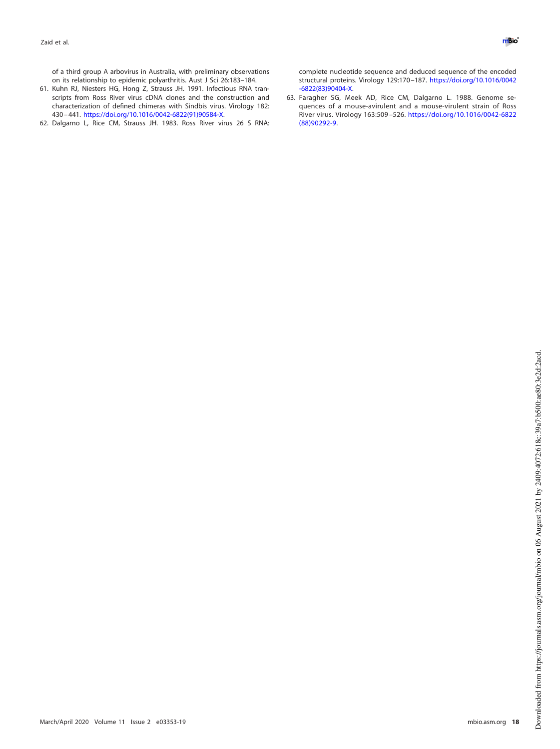of a third group A arbovirus in Australia, with preliminary observations on its relationship to epidemic polyarthritis. Aust J Sci 26:183–184.

61. Kuhn RJ, Niesters HG, Hong Z, Strauss JH. 1991. Infectious RNA transcripts from Ross River virus cDNA clones and the construction and characterization of defined chimeras with Sindbis virus. Virology 182: 430–441. https://doi.org/10.1016/0042-6822(91)90584-X.
62. Dalgarno L, Rice CM, Strauss JH. 1983. Ross River virus 26 S RNA: complete nucleotide sequence and deduced sequence of the encoded structural proteins. Virology 129:170–187. https://doi.org/10.1016/0042-6822(83)90404-X.
63. Faragher SG, Meek AD, Rice CM, Dalgarno L. 1988. Genome sequences of a mouse-avirulent and a mouse-virulent strain of Ross River virus. Virology 163:509–526. https://doi.org/10.1016/0042-6822(88)90292-9.